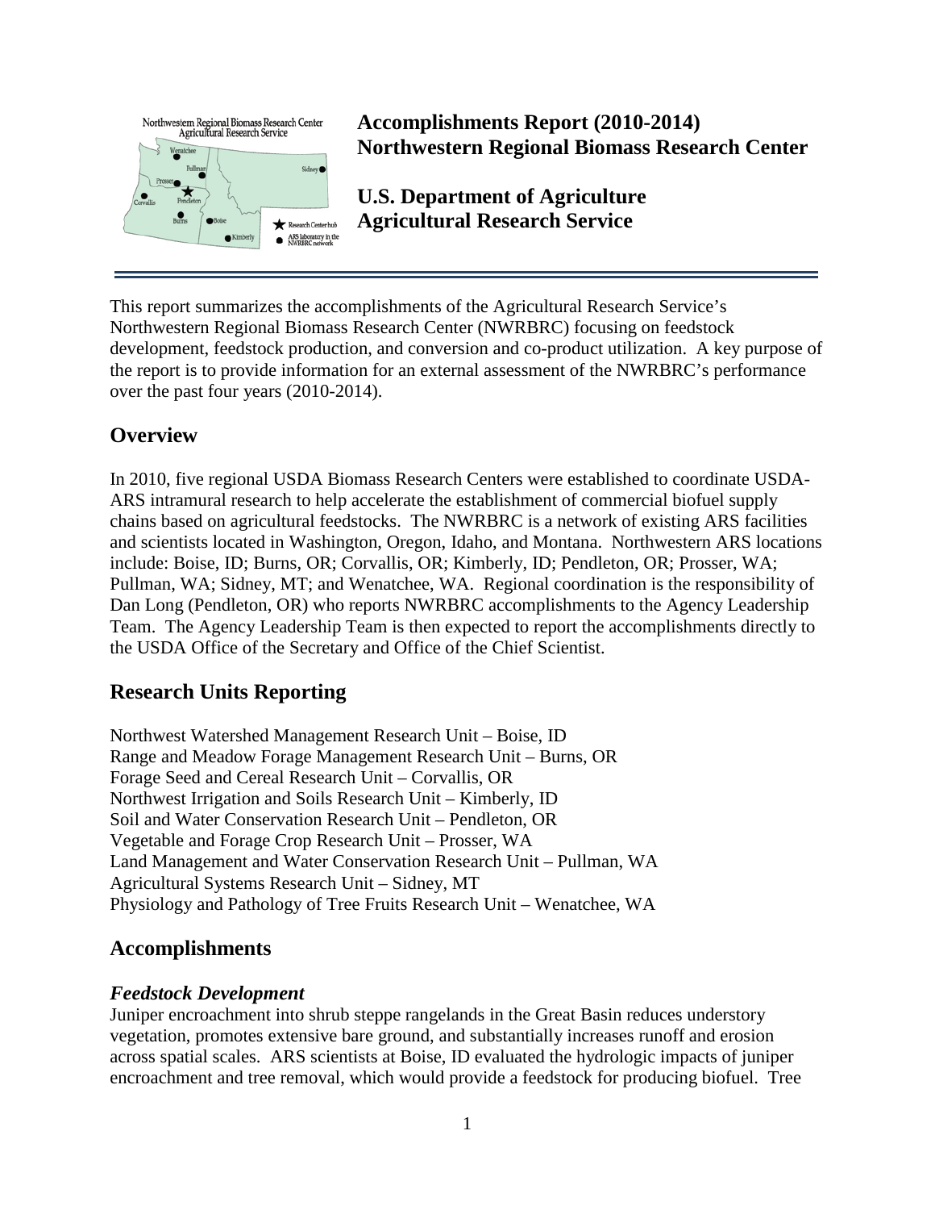# Accomplishments Report (2010-2014)
# Northwestern Regional Biomass Research Center

## U.S. Department of Agriculture
## Agricultural Research Service

This report summarizes the accomplishments of the Agricultural Research Service's Northwestern Regional Biomass Research Center (NWRBRC) focusing on feedstock development, feedstock production, and conversion and co-product utilization. A key purpose of the report is to provide information for an external assessment of the NWRBRC's performance over the past four years (2010-2014).

## Overview

In 2010, five regional USDA Biomass Research Centers were established to coordinate USDA-ARS intramural research to help accelerate the establishment of commercial biofuel supply chains based on agricultural feedstocks. The NWRBRC is a network of existing ARS facilities and scientists located in Washington, Oregon, Idaho, and Montana. Northwestern ARS locations include: Boise, ID; Burns, OR; Corvallis, OR; Kimberly, ID; Pendleton, OR; Prosser, WA; Pullman, WA; Sidney, MT; and Wenatchee, WA. Regional coordination is the responsibility of Dan Long (Pendleton, OR) who reports NWRBRC accomplishments to the Agency Leadership Team. The Agency Leadership Team is then expected to report the accomplishments directly to the USDA Office of the Secretary and Office of the Chief Scientist.

## Research Units Reporting

Northwest Watershed Management Research Unit – Boise, ID
Range and Meadow Forage Management Research Unit – Burns, OR
Forage Seed and Cereal Research Unit – Corvallis, OR
Northwest Irrigation and Soils Research Unit – Kimberly, ID
Soil and Water Conservation Research Unit – Pendleton, OR
Vegetable and Forage Crop Research Unit – Prosser, WA
Land Management and Water Conservation Research Unit – Pullman, WA
Agricultural Systems Research Unit – Sidney, MT
Physiology and Pathology of Tree Fruits Research Unit – Wenatchee, WA

## Accomplishments

### *Feedstock Development*

Juniper encroachment into shrub steppe rangelands in the Great Basin reduces understory vegetation, promotes extensive bare ground, and substantially increases runoff and erosion across spatial scales. ARS scientists at Boise, ID evaluated the hydrologic impacts of juniper encroachment and tree removal, which would provide a feedstock for producing biofuel. Tree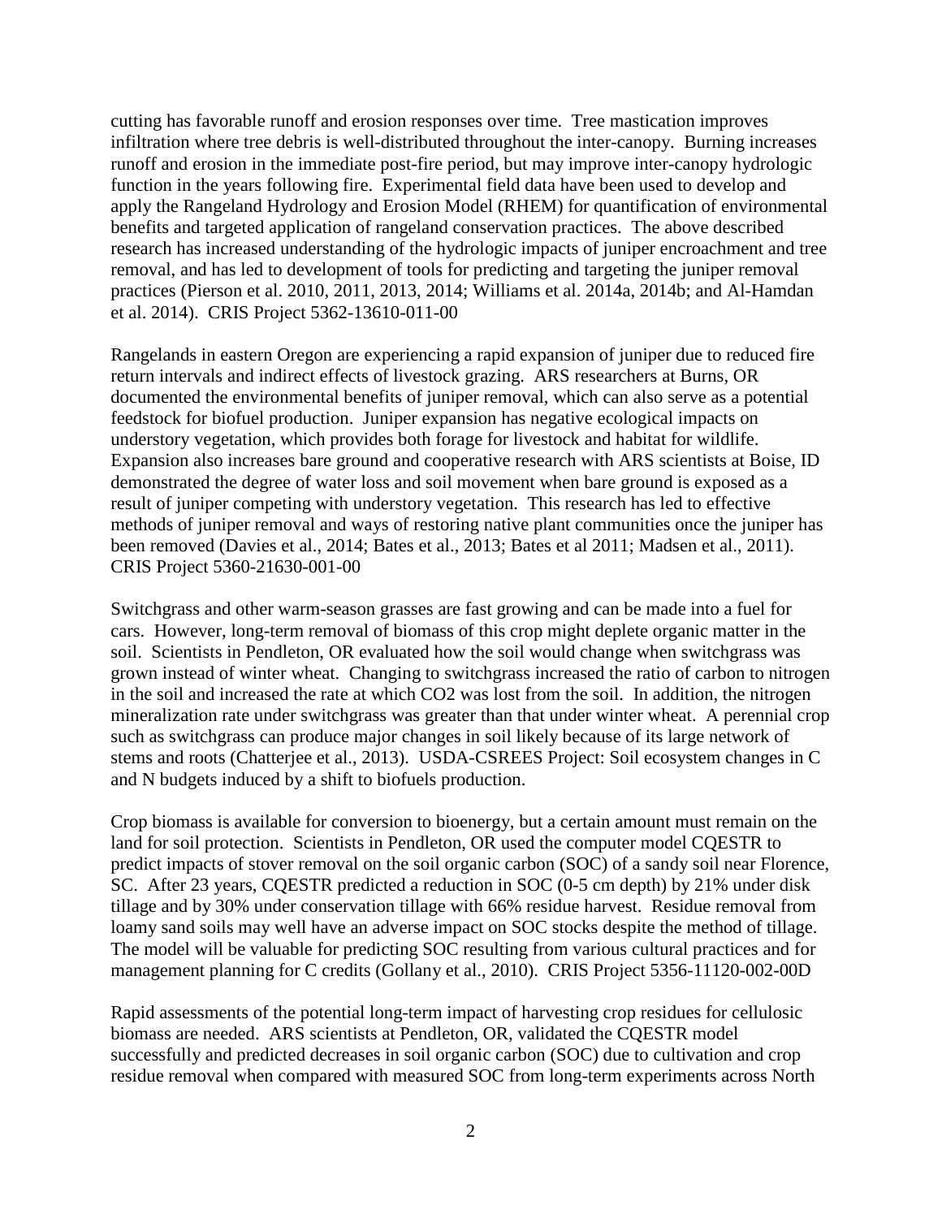cutting has favorable runoff and erosion responses over time. Tree mastication improves infiltration where tree debris is well-distributed throughout the inter-canopy. Burning increases runoff and erosion in the immediate post-fire period, but may improve inter-canopy hydrologic function in the years following fire. Experimental field data have been used to develop and apply the Rangeland Hydrology and Erosion Model (RHEM) for quantification of environmental benefits and targeted application of rangeland conservation practices. The above described research has increased understanding of the hydrologic impacts of juniper encroachment and tree removal, and has led to development of tools for predicting and targeting the juniper removal practices (Pierson et al. 2010, 2011, 2013, 2014; Williams et al. 2014a, 2014b; and Al-Hamdan et al. 2014). CRIS Project 5362-13610-011-00

Rangelands in eastern Oregon are experiencing a rapid expansion of juniper due to reduced fire return intervals and indirect effects of livestock grazing. ARS researchers at Burns, OR documented the environmental benefits of juniper removal, which can also serve as a potential feedstock for biofuel production. Juniper expansion has negative ecological impacts on understory vegetation, which provides both forage for livestock and habitat for wildlife. Expansion also increases bare ground and cooperative research with ARS scientists at Boise, ID demonstrated the degree of water loss and soil movement when bare ground is exposed as a result of juniper competing with understory vegetation. This research has led to effective methods of juniper removal and ways of restoring native plant communities once the juniper has been removed (Davies et al., 2014; Bates et al., 2013; Bates et al 2011; Madsen et al., 2011). CRIS Project 5360-21630-001-00

Switchgrass and other warm-season grasses are fast growing and can be made into a fuel for cars. However, long-term removal of biomass of this crop might deplete organic matter in the soil. Scientists in Pendleton, OR evaluated how the soil would change when switchgrass was grown instead of winter wheat. Changing to switchgrass increased the ratio of carbon to nitrogen in the soil and increased the rate at which $CO_2$ was lost from the soil. In addition, the nitrogen mineralization rate under switchgrass was greater than that under winter wheat. A perennial crop such as switchgrass can produce major changes in soil likely because of its large network of stems and roots (Chatterjee et al., 2013). USDA-CSREES Project: Soil ecosystem changes in C and N budgets induced by a shift to biofuels production.

Crop biomass is available for conversion to bioenergy, but a certain amount must remain on the land for soil protection. Scientists in Pendleton, OR used the computer model CQESTR to predict impacts of stover removal on the soil organic carbon (SOC) of a sandy soil near Florence, SC. After 23 years, CQESTR predicted a reduction in SOC (0-5 cm depth) by 21% under disk tillage and by 30% under conservation tillage with 66% residue harvest. Residue removal from loamy sand soils may well have an adverse impact on SOC stocks despite the method of tillage. The model will be valuable for predicting SOC resulting from various cultural practices and for management planning for C credits (Gollany et al., 2010). CRIS Project 5356-11120-002-00D

Rapid assessments of the potential long-term impact of harvesting crop residues for cellulosic biomass are needed. ARS scientists at Pendleton, OR, validated the CQESTR model successfully and predicted decreases in soil organic carbon (SOC) due to cultivation and crop residue removal when compared with measured SOC from long-term experiments across North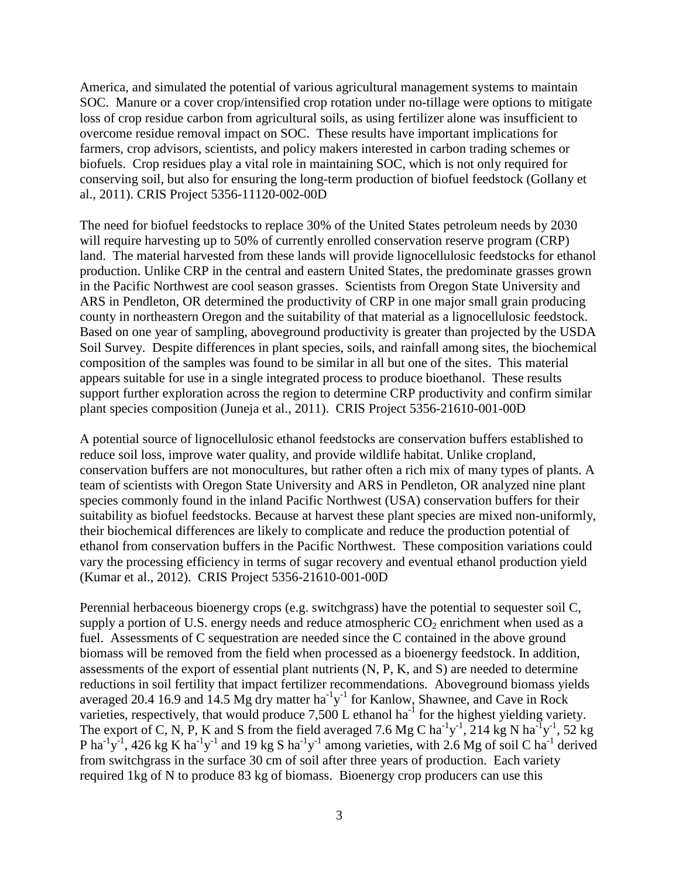America, and simulated the potential of various agricultural management systems to maintain SOC. Manure or a cover crop/intensified crop rotation under no-tillage were options to mitigate loss of crop residue carbon from agricultural soils, as using fertilizer alone was insufficient to overcome residue removal impact on SOC. These results have important implications for farmers, crop advisors, scientists, and policy makers interested in carbon trading schemes or biofuels. Crop residues play a vital role in maintaining SOC, which is not only required for conserving soil, but also for ensuring the long-term production of biofuel feedstock (Gollany et al., 2011). CRIS Project 5356-11120-002-00D

The need for biofuel feedstocks to replace 30% of the United States petroleum needs by 2030 will require harvesting up to 50% of currently enrolled conservation reserve program (CRP) land. The material harvested from these lands will provide lignocellulosic feedstocks for ethanol production. Unlike CRP in the central and eastern United States, the predominate grasses grown in the Pacific Northwest are cool season grasses. Scientists from Oregon State University and ARS in Pendleton, OR determined the productivity of CRP in one major small grain producing county in northeastern Oregon and the suitability of that material as a lignocellulosic feedstock. Based on one year of sampling, aboveground productivity is greater than projected by the USDA Soil Survey. Despite differences in plant species, soils, and rainfall among sites, the biochemical composition of the samples was found to be similar in all but one of the sites. This material appears suitable for use in a single integrated process to produce bioethanol. These results support further exploration across the region to determine CRP productivity and confirm similar plant species composition (Juneja et al., 2011). CRIS Project 5356-21610-001-00D

A potential source of lignocellulosic ethanol feedstocks are conservation buffers established to reduce soil loss, improve water quality, and provide wildlife habitat. Unlike cropland, conservation buffers are not monocultures, but rather often a rich mix of many types of plants. A team of scientists with Oregon State University and ARS in Pendleton, OR analyzed nine plant species commonly found in the inland Pacific Northwest (USA) conservation buffers for their suitability as biofuel feedstocks. Because at harvest these plant species are mixed non-uniformly, their biochemical differences are likely to complicate and reduce the production potential of ethanol from conservation buffers in the Pacific Northwest. These composition variations could vary the processing efficiency in terms of sugar recovery and eventual ethanol production yield (Kumar et al., 2012). CRIS Project 5356-21610-001-00D

Perennial herbaceous bioenergy crops (e.g. switchgrass) have the potential to sequester soil C, supply a portion of U.S. energy needs and reduce atmospheric $CO_2$ enrichment when used as a fuel. Assessments of C sequestration are needed since the C contained in the above ground biomass will be removed from the field when processed as a bioenergy feedstock. In addition, assessments of the export of essential plant nutrients (N, P, K, and S) are needed to determine reductions in soil fertility that impact fertilizer recommendations. Aboveground biomass yields averaged 20.4 16.9 and 14.5 Mg dry matter $ha^{-1}y^{-1}$ for Kanlow, Shawnee, and Cave in Rock varieties, respectively, that would produce 7,500 L ethanol $ha^{-1}$ for the highest yielding variety. The export of C, N, P, K and S from the field averaged 7.6 Mg C $ha^{-1}y^{-1}$, 214 kg N $ha^{-1}y^{-1}$, 52 kg P $ha^{-1}y^{-1}$, 426 kg K $ha^{-1}y^{-1}$ and 19 kg S $ha^{-1}y^{-1}$ among varieties, with 2.6 Mg of soil C $ha^{-1}$ derived from switchgrass in the surface 30 cm of soil after three years of production. Each variety required 1kg of N to produce 83 kg of biomass. Bioenergy crop producers can use this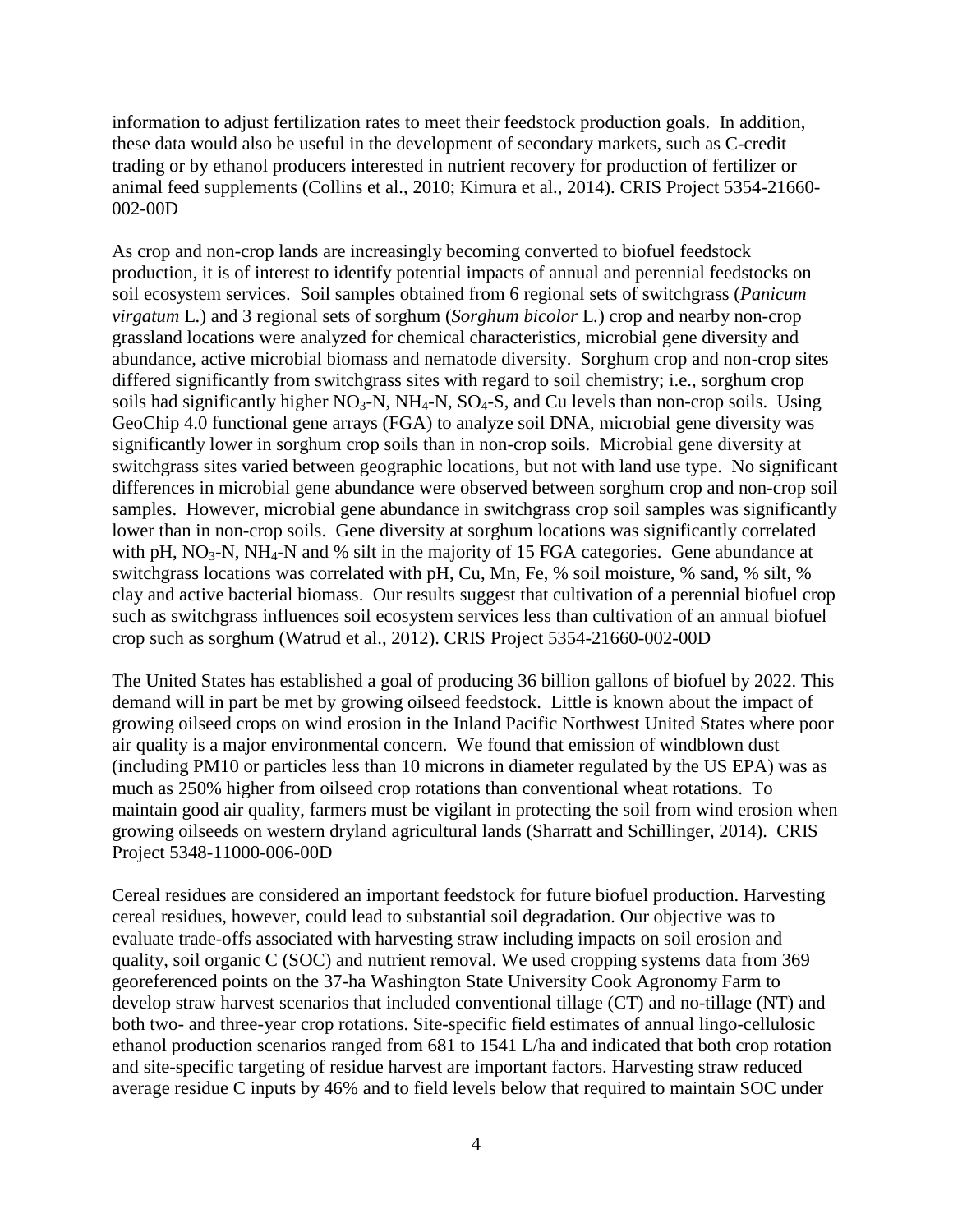information to adjust fertilization rates to meet their feedstock production goals. In addition, these data would also be useful in the development of secondary markets, such as C-credit trading or by ethanol producers interested in nutrient recovery for production of fertilizer or animal feed supplements (Collins et al., 2010; Kimura et al., 2014). CRIS Project 5354-21660-002-00D

As crop and non-crop lands are increasingly becoming converted to biofuel feedstock production, it is of interest to identify potential impacts of annual and perennial feedstocks on soil ecosystem services. Soil samples obtained from 6 regional sets of switchgrass (*Panicum virgatum* L.) and 3 regional sets of sorghum (*Sorghum bicolor* L.) crop and nearby non-crop grassland locations were analyzed for chemical characteristics, microbial gene diversity and abundance, active microbial biomass and nematode diversity. Sorghum crop and non-crop sites differed significantly from switchgrass sites with regard to soil chemistry; i.e., sorghum crop soils had significantly higher $NO_3$-N, $NH_4$-N, $SO_4$-S, and Cu levels than non-crop soils. Using GeoChip 4.0 functional gene arrays (FGA) to analyze soil DNA, microbial gene diversity was significantly lower in sorghum crop soils than in non-crop soils. Microbial gene diversity at switchgrass sites varied between geographic locations, but not with land use type. No significant differences in microbial gene abundance were observed between sorghum crop and non-crop soil samples. However, microbial gene abundance in switchgrass crop soil samples was significantly lower than in non-crop soils. Gene diversity at sorghum locations was significantly correlated with pH, $NO_3$-N, $NH_4$-N and % silt in the majority of 15 FGA categories. Gene abundance at switchgrass locations was correlated with pH, Cu, Mn, Fe, % soil moisture, % sand, % silt, % clay and active bacterial biomass. Our results suggest that cultivation of a perennial biofuel crop such as switchgrass influences soil ecosystem services less than cultivation of an annual biofuel crop such as sorghum (Watrud et al., 2012). CRIS Project 5354-21660-002-00D

The United States has established a goal of producing 36 billion gallons of biofuel by 2022. This demand will in part be met by growing oilseed feedstock. Little is known about the impact of growing oilseed crops on wind erosion in the Inland Pacific Northwest United States where poor air quality is a major environmental concern. We found that emission of windblown dust (including PM10 or particles less than 10 microns in diameter regulated by the US EPA) was as much as 250% higher from oilseed crop rotations than conventional wheat rotations. To maintain good air quality, farmers must be vigilant in protecting the soil from wind erosion when growing oilseeds on western dryland agricultural lands (Sharratt and Schillinger, 2014). CRIS Project 5348-11000-006-00D

Cereal residues are considered an important feedstock for future biofuel production. Harvesting cereal residues, however, could lead to substantial soil degradation. Our objective was to evaluate trade-offs associated with harvesting straw including impacts on soil erosion and quality, soil organic C (SOC) and nutrient removal. We used cropping systems data from 369 georeferenced points on the 37-ha Washington State University Cook Agronomy Farm to develop straw harvest scenarios that included conventional tillage (CT) and no-tillage (NT) and both two- and three-year crop rotations. Site-specific field estimates of annual lingo-cellulosic ethanol production scenarios ranged from 681 to 1541 L/ha and indicated that both crop rotation and site-specific targeting of residue harvest are important factors. Harvesting straw reduced average residue C inputs by 46% and to field levels below that required to maintain SOC under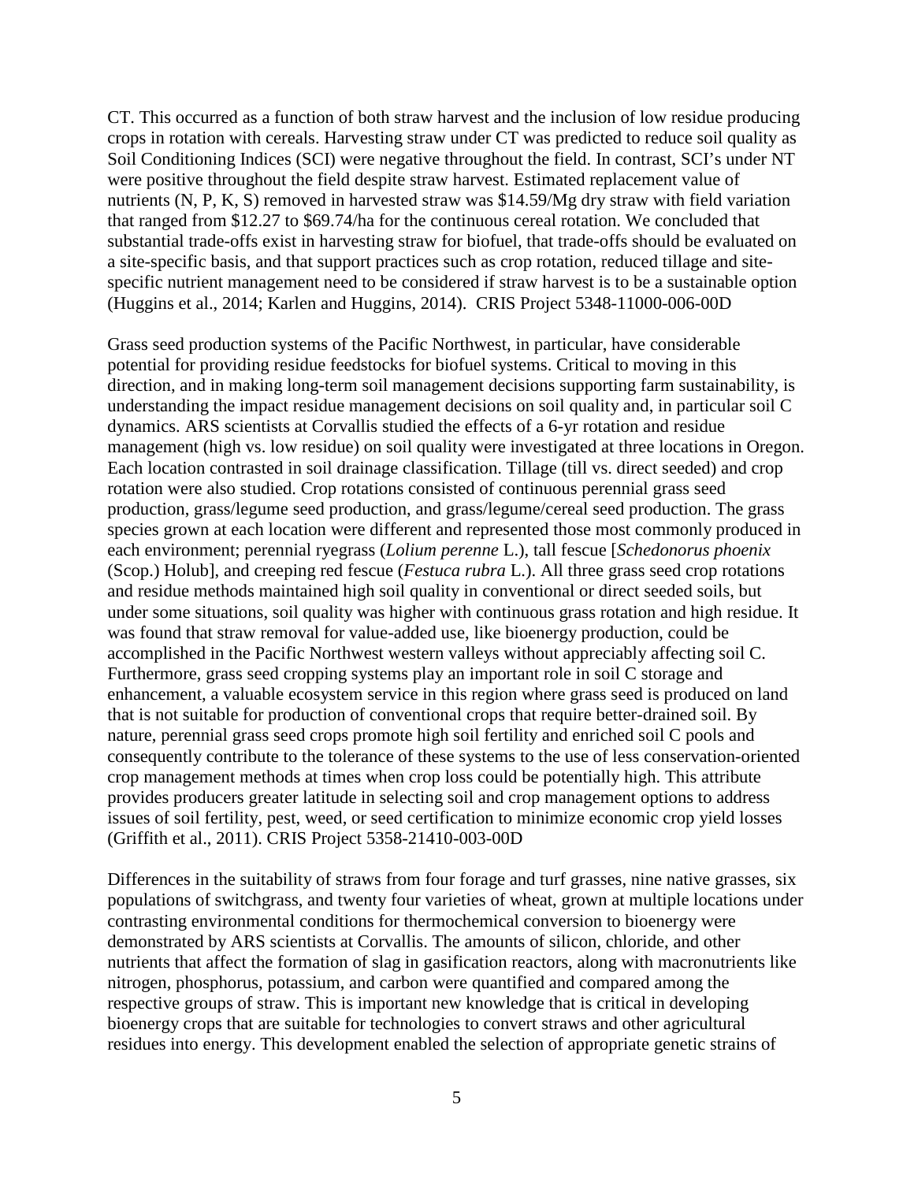CT. This occurred as a function of both straw harvest and the inclusion of low residue producing crops in rotation with cereals. Harvesting straw under CT was predicted to reduce soil quality as Soil Conditioning Indices (SCI) were negative throughout the field. In contrast, SCI's under NT were positive throughout the field despite straw harvest. Estimated replacement value of nutrients (N, P, K, S) removed in harvested straw was $14.59/Mg dry straw with field variation that ranged from $12.27 to $69.74/ha for the continuous cereal rotation. We concluded that substantial trade-offs exist in harvesting straw for biofuel, that trade-offs should be evaluated on a site-specific basis, and that support practices such as crop rotation, reduced tillage and site-specific nutrient management need to be considered if straw harvest is to be a sustainable option (Huggins et al., 2014; Karlen and Huggins, 2014). CRIS Project 5348-11000-006-00D

Grass seed production systems of the Pacific Northwest, in particular, have considerable potential for providing residue feedstocks for biofuel systems. Critical to moving in this direction, and in making long-term soil management decisions supporting farm sustainability, is understanding the impact residue management decisions on soil quality and, in particular soil C dynamics. ARS scientists at Corvallis studied the effects of a 6-yr rotation and residue management (high vs. low residue) on soil quality were investigated at three locations in Oregon. Each location contrasted in soil drainage classification. Tillage (till vs. direct seeded) and crop rotation were also studied. Crop rotations consisted of continuous perennial grass seed production, grass/legume seed production, and grass/legume/cereal seed production. The grass species grown at each location were different and represented those most commonly produced in each environment; perennial ryegrass (*Lolium perenne* L.), tall fescue [*Schedonorus phoenix* (Scop.) Holub], and creeping red fescue (*Festuca rubra* L.). All three grass seed crop rotations and residue methods maintained high soil quality in conventional or direct seeded soils, but under some situations, soil quality was higher with continuous grass rotation and high residue. It was found that straw removal for value-added use, like bioenergy production, could be accomplished in the Pacific Northwest western valleys without appreciably affecting soil C. Furthermore, grass seed cropping systems play an important role in soil C storage and enhancement, a valuable ecosystem service in this region where grass seed is produced on land that is not suitable for production of conventional crops that require better-drained soil. By nature, perennial grass seed crops promote high soil fertility and enriched soil C pools and consequently contribute to the tolerance of these systems to the use of less conservation-oriented crop management methods at times when crop loss could be potentially high. This attribute provides producers greater latitude in selecting soil and crop management options to address issues of soil fertility, pest, weed, or seed certification to minimize economic crop yield losses (Griffith et al., 2011). CRIS Project 5358-21410-003-00D

Differences in the suitability of straws from four forage and turf grasses, nine native grasses, six populations of switchgrass, and twenty four varieties of wheat, grown at multiple locations under contrasting environmental conditions for thermochemical conversion to bioenergy were demonstrated by ARS scientists at Corvallis. The amounts of silicon, chloride, and other nutrients that affect the formation of slag in gasification reactors, along with macronutrients like nitrogen, phosphorus, potassium, and carbon were quantified and compared among the respective groups of straw. This is important new knowledge that is critical in developing bioenergy crops that are suitable for technologies to convert straws and other agricultural residues into energy. This development enabled the selection of appropriate genetic strains of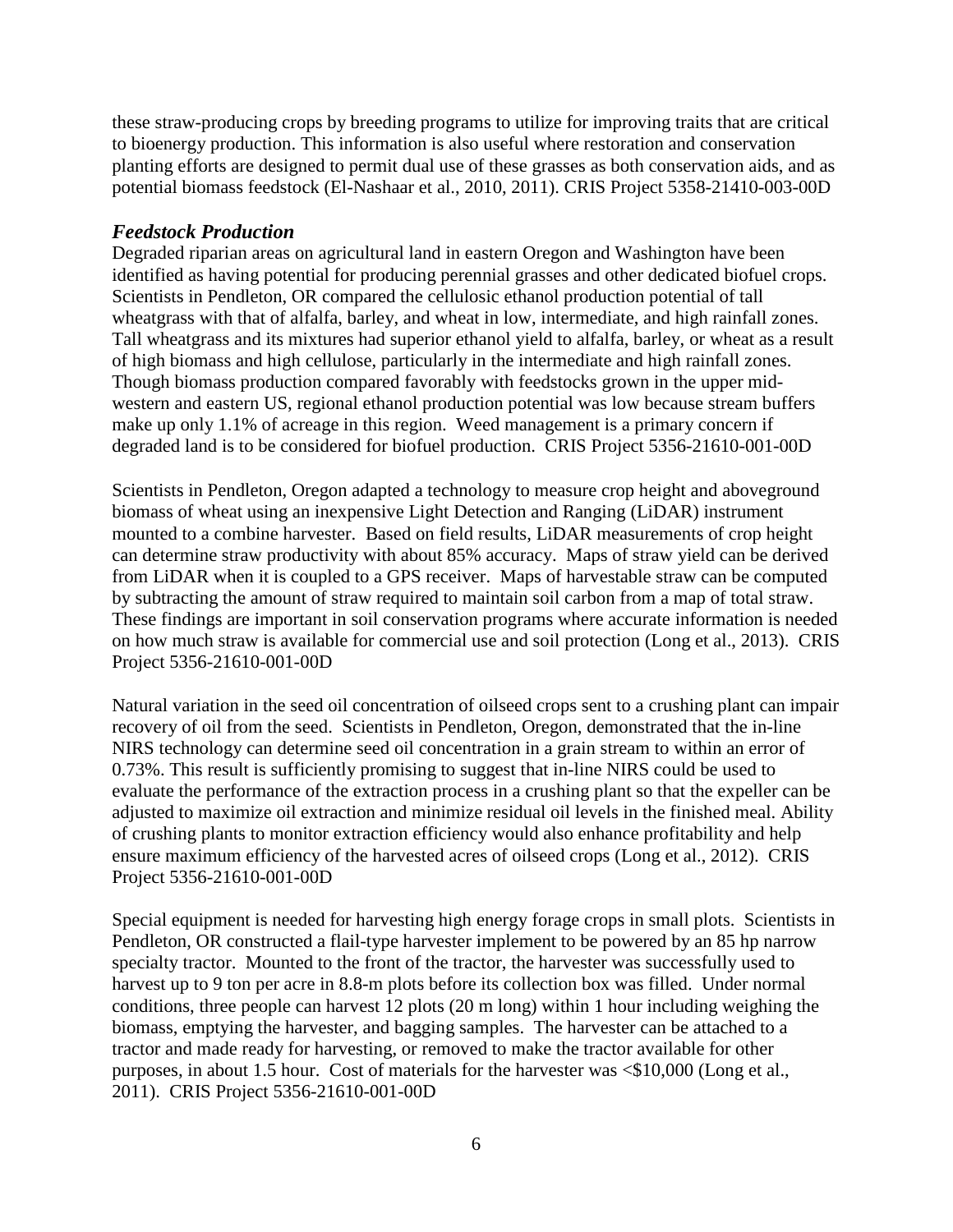these straw-producing crops by breeding programs to utilize for improving traits that are critical to bioenergy production. This information is also useful where restoration and conservation planting efforts are designed to permit dual use of these grasses as both conservation aids, and as potential biomass feedstock (El-Nashaar et al., 2010, 2011). CRIS Project 5358-21410-003-00D

### *Feedstock Production*

Degraded riparian areas on agricultural land in eastern Oregon and Washington have been identified as having potential for producing perennial grasses and other dedicated biofuel crops. Scientists in Pendleton, OR compared the cellulosic ethanol production potential of tall wheatgrass with that of alfalfa, barley, and wheat in low, intermediate, and high rainfall zones. Tall wheatgrass and its mixtures had superior ethanol yield to alfalfa, barley, or wheat as a result of high biomass and high cellulose, particularly in the intermediate and high rainfall zones. Though biomass production compared favorably with feedstocks grown in the upper mid-western and eastern US, regional ethanol production potential was low because stream buffers make up only 1.1% of acreage in this region. Weed management is a primary concern if degraded land is to be considered for biofuel production. CRIS Project 5356-21610-001-00D

Scientists in Pendleton, Oregon adapted a technology to measure crop height and aboveground biomass of wheat using an inexpensive Light Detection and Ranging (LiDAR) instrument mounted to a combine harvester. Based on field results, LiDAR measurements of crop height can determine straw productivity with about 85% accuracy. Maps of straw yield can be derived from LiDAR when it is coupled to a GPS receiver. Maps of harvestable straw can be computed by subtracting the amount of straw required to maintain soil carbon from a map of total straw. These findings are important in soil conservation programs where accurate information is needed on how much straw is available for commercial use and soil protection (Long et al., 2013). CRIS Project 5356-21610-001-00D

Natural variation in the seed oil concentration of oilseed crops sent to a crushing plant can impair recovery of oil from the seed. Scientists in Pendleton, Oregon, demonstrated that the in-line NIRS technology can determine seed oil concentration in a grain stream to within an error of 0.73%. This result is sufficiently promising to suggest that in-line NIRS could be used to evaluate the performance of the extraction process in a crushing plant so that the expeller can be adjusted to maximize oil extraction and minimize residual oil levels in the finished meal. Ability of crushing plants to monitor extraction efficiency would also enhance profitability and help ensure maximum efficiency of the harvested acres of oilseed crops (Long et al., 2012). CRIS Project 5356-21610-001-00D

Special equipment is needed for harvesting high energy forage crops in small plots. Scientists in Pendleton, OR constructed a flail-type harvester implement to be powered by an 85 hp narrow specialty tractor. Mounted to the front of the tractor, the harvester was successfully used to harvest up to 9 ton per acre in 8.8-m plots before its collection box was filled. Under normal conditions, three people can harvest 12 plots (20 m long) within 1 hour including weighing the biomass, emptying the harvester, and bagging samples. The harvester can be attached to a tractor and made ready for harvesting, or removed to make the tractor available for other purposes, in about 1.5 hour. Cost of materials for the harvester was <$10,000 (Long et al., 2011). CRIS Project 5356-21610-001-00D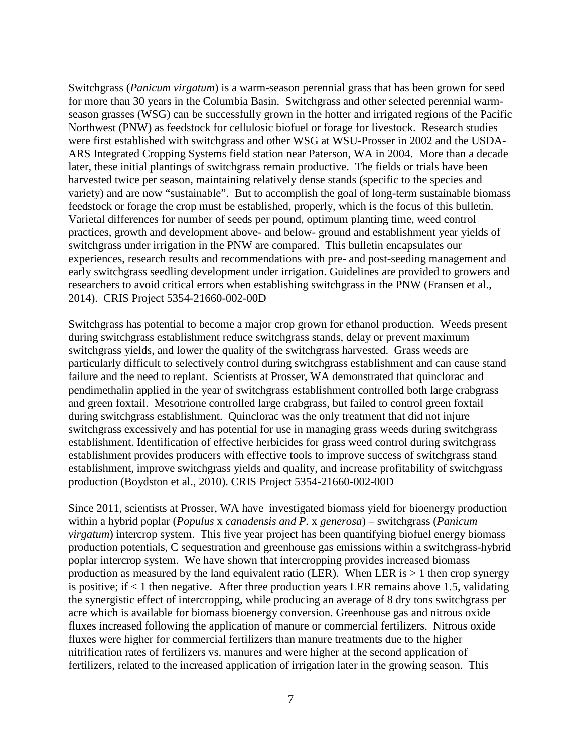Switchgrass (*Panicum virgatum*) is a warm-season perennial grass that has been grown for seed for more than 30 years in the Columbia Basin. Switchgrass and other selected perennial warm-season grasses (WSG) can be successfully grown in the hotter and irrigated regions of the Pacific Northwest (PNW) as feedstock for cellulosic biofuel or forage for livestock. Research studies were first established with switchgrass and other WSG at WSU-Prosser in 2002 and the USDA-ARS Integrated Cropping Systems field station near Paterson, WA in 2004. More than a decade later, these initial plantings of switchgrass remain productive. The fields or trials have been harvested twice per season, maintaining relatively dense stands (specific to the species and variety) and are now "sustainable". But to accomplish the goal of long-term sustainable biomass feedstock or forage the crop must be established, properly, which is the focus of this bulletin. Varietal differences for number of seeds per pound, optimum planting time, weed control practices, growth and development above- and below- ground and establishment year yields of switchgrass under irrigation in the PNW are compared. This bulletin encapsulates our experiences, research results and recommendations with pre- and post-seeding management and early switchgrass seedling development under irrigation. Guidelines are provided to growers and researchers to avoid critical errors when establishing switchgrass in the PNW (Fransen et al., 2014). CRIS Project 5354-21660-002-00D

Switchgrass has potential to become a major crop grown for ethanol production. Weeds present during switchgrass establishment reduce switchgrass stands, delay or prevent maximum switchgrass yields, and lower the quality of the switchgrass harvested. Grass weeds are particularly difficult to selectively control during switchgrass establishment and can cause stand failure and the need to replant. Scientists at Prosser, WA demonstrated that quinclorac and pendimethalin applied in the year of switchgrass establishment controlled both large crabgrass and green foxtail. Mesotrione controlled large crabgrass, but failed to control green foxtail during switchgrass establishment. Quinclorac was the only treatment that did not injure switchgrass excessively and has potential for use in managing grass weeds during switchgrass establishment. Identification of effective herbicides for grass weed control during switchgrass establishment provides producers with effective tools to improve success of switchgrass stand establishment, improve switchgrass yields and quality, and increase profitability of switchgrass production (Boydston et al., 2010). CRIS Project 5354-21660-002-00D

Since 2011, scientists at Prosser, WA have investigated biomass yield for bioenergy production within a hybrid poplar (*Populus* x *canadensis and P.* x *generosa*) – switchgrass (*Panicum virgatum*) intercrop system. This five year project has been quantifying biofuel energy biomass production potentials, C sequestration and greenhouse gas emissions within a switchgrass-hybrid poplar intercrop system. We have shown that intercropping provides increased biomass production as measured by the land equivalent ratio (LER). When LER is > 1 then crop synergy is positive; if < 1 then negative. After three production years LER remains above 1.5, validating the synergistic effect of intercropping, while producing an average of 8 dry tons switchgrass per acre which is available for biomass bioenergy conversion. Greenhouse gas and nitrous oxide fluxes increased following the application of manure or commercial fertilizers. Nitrous oxide fluxes were higher for commercial fertilizers than manure treatments due to the higher nitrification rates of fertilizers vs. manures and were higher at the second application of fertilizers, related to the increased application of irrigation later in the growing season. This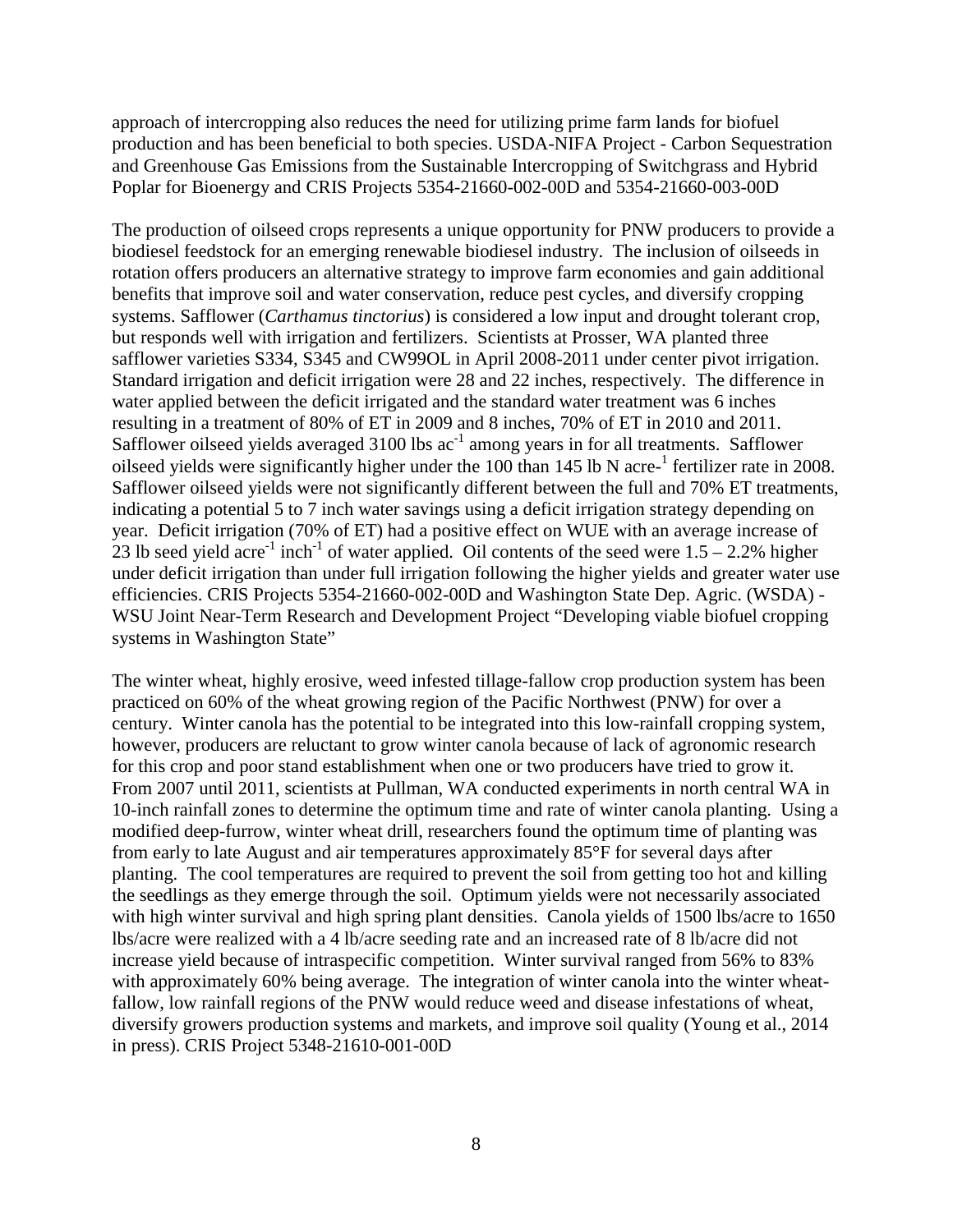approach of intercropping also reduces the need for utilizing prime farm lands for biofuel production and has been beneficial to both species. USDA-NIFA Project - Carbon Sequestration and Greenhouse Gas Emissions from the Sustainable Intercropping of Switchgrass and Hybrid Poplar for Bioenergy and CRIS Projects 5354-21660-002-00D and 5354-21660-003-00D

The production of oilseed crops represents a unique opportunity for PNW producers to provide a biodiesel feedstock for an emerging renewable biodiesel industry. The inclusion of oilseeds in rotation offers producers an alternative strategy to improve farm economies and gain additional benefits that improve soil and water conservation, reduce pest cycles, and diversify cropping systems. Safflower (*Carthamus tinctorius*) is considered a low input and drought tolerant crop, but responds well with irrigation and fertilizers. Scientists at Prosser, WA planted three safflower varieties S334, S345 and CW99OL in April 2008-2011 under center pivot irrigation. Standard irrigation and deficit irrigation were 28 and 22 inches, respectively. The difference in water applied between the deficit irrigated and the standard water treatment was 6 inches resulting in a treatment of 80% of ET in 2009 and 8 inches, 70% of ET in 2010 and 2011. Safflower oilseed yields averaged 3100 lbs $ac^{-1}$ among years in for all treatments. Safflower oilseed yields were significantly higher under the 100 than 145 lb N acre-[1] fertilizer rate in 2008. Safflower oilseed yields were not significantly different between the full and 70% ET treatments, indicating a potential 5 to 7 inch water savings using a deficit irrigation strategy depending on year. Deficit irrigation (70% of ET) had a positive effect on WUE with an average increase of 23 lb seed yield $acre^{-1}$ $inch^{-1}$ of water applied. Oil contents of the seed were 1.5 – 2.2% higher under deficit irrigation than under full irrigation following the higher yields and greater water use efficiencies. CRIS Projects 5354-21660-002-00D and Washington State Dep. Agric. (WSDA) - WSU Joint Near-Term Research and Development Project "Developing viable biofuel cropping systems in Washington State"

The winter wheat, highly erosive, weed infested tillage-fallow crop production system has been practiced on 60% of the wheat growing region of the Pacific Northwest (PNW) for over a century. Winter canola has the potential to be integrated into this low-rainfall cropping system, however, producers are reluctant to grow winter canola because of lack of agronomic research for this crop and poor stand establishment when one or two producers have tried to grow it. From 2007 until 2011, scientists at Pullman, WA conducted experiments in north central WA in 10-inch rainfall zones to determine the optimum time and rate of winter canola planting. Using a modified deep-furrow, winter wheat drill, researchers found the optimum time of planting was from early to late August and air temperatures approximately 85°F for several days after planting. The cool temperatures are required to prevent the soil from getting too hot and killing the seedlings as they emerge through the soil. Optimum yields were not necessarily associated with high winter survival and high spring plant densities. Canola yields of 1500 lbs/acre to 1650 lbs/acre were realized with a 4 lb/acre seeding rate and an increased rate of 8 lb/acre did not increase yield because of intraspecific competition. Winter survival ranged from 56% to 83% with approximately 60% being average. The integration of winter canola into the winter wheat-fallow, low rainfall regions of the PNW would reduce weed and disease infestations of wheat, diversify growers production systems and markets, and improve soil quality (Young et al., 2014 in press). CRIS Project 5348-21610-001-00D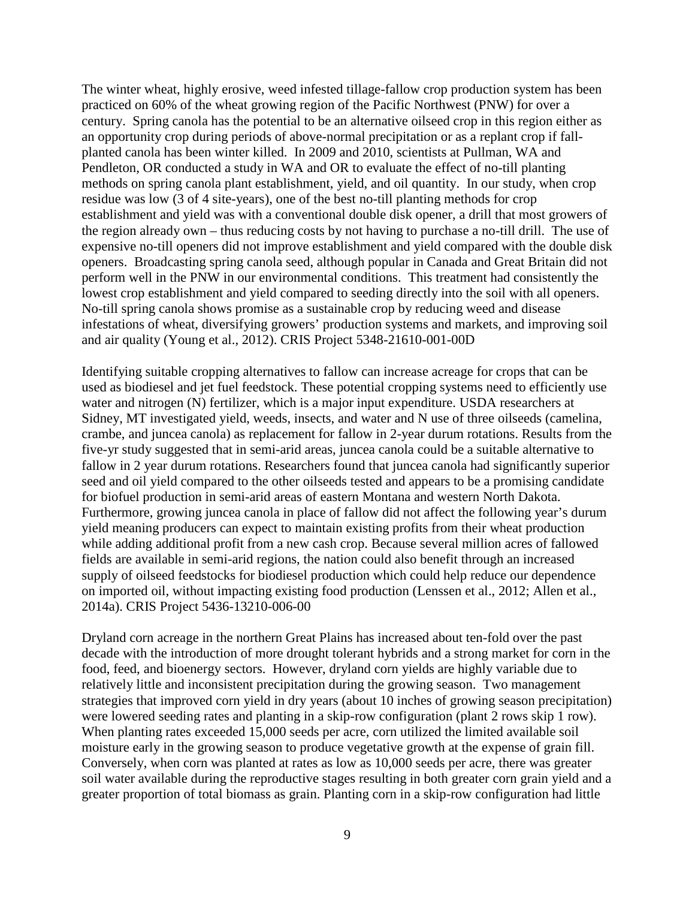The winter wheat, highly erosive, weed infested tillage-fallow crop production system has been practiced on 60% of the wheat growing region of the Pacific Northwest (PNW) for over a century. Spring canola has the potential to be an alternative oilseed crop in this region either as an opportunity crop during periods of above-normal precipitation or as a replant crop if fall-planted canola has been winter killed. In 2009 and 2010, scientists at Pullman, WA and Pendleton, OR conducted a study in WA and OR to evaluate the effect of no-till planting methods on spring canola plant establishment, yield, and oil quantity. In our study, when crop residue was low (3 of 4 site-years), one of the best no-till planting methods for crop establishment and yield was with a conventional double disk opener, a drill that most growers of the region already own – thus reducing costs by not having to purchase a no-till drill. The use of expensive no-till openers did not improve establishment and yield compared with the double disk openers. Broadcasting spring canola seed, although popular in Canada and Great Britain did not perform well in the PNW in our environmental conditions. This treatment had consistently the lowest crop establishment and yield compared to seeding directly into the soil with all openers. No-till spring canola shows promise as a sustainable crop by reducing weed and disease infestations of wheat, diversifying growers' production systems and markets, and improving soil and air quality (Young et al., 2012). CRIS Project 5348-21610-001-00D

Identifying suitable cropping alternatives to fallow can increase acreage for crops that can be used as biodiesel and jet fuel feedstock. These potential cropping systems need to efficiently use water and nitrogen (N) fertilizer, which is a major input expenditure. USDA researchers at Sidney, MT investigated yield, weeds, insects, and water and N use of three oilseeds (camelina, crambe, and juncea canola) as replacement for fallow in 2-year durum rotations. Results from the five-yr study suggested that in semi-arid areas, juncea canola could be a suitable alternative to fallow in 2 year durum rotations. Researchers found that juncea canola had significantly superior seed and oil yield compared to the other oilseeds tested and appears to be a promising candidate for biofuel production in semi-arid areas of eastern Montana and western North Dakota. Furthermore, growing juncea canola in place of fallow did not affect the following year's durum yield meaning producers can expect to maintain existing profits from their wheat production while adding additional profit from a new cash crop. Because several million acres of fallowed fields are available in semi-arid regions, the nation could also benefit through an increased supply of oilseed feedstocks for biodiesel production which could help reduce our dependence on imported oil, without impacting existing food production (Lenssen et al., 2012; Allen et al., 2014a). CRIS Project 5436-13210-006-00

Dryland corn acreage in the northern Great Plains has increased about ten-fold over the past decade with the introduction of more drought tolerant hybrids and a strong market for corn in the food, feed, and bioenergy sectors. However, dryland corn yields are highly variable due to relatively little and inconsistent precipitation during the growing season. Two management strategies that improved corn yield in dry years (about 10 inches of growing season precipitation) were lowered seeding rates and planting in a skip-row configuration (plant 2 rows skip 1 row). When planting rates exceeded 15,000 seeds per acre, corn utilized the limited available soil moisture early in the growing season to produce vegetative growth at the expense of grain fill. Conversely, when corn was planted at rates as low as 10,000 seeds per acre, there was greater soil water available during the reproductive stages resulting in both greater corn grain yield and a greater proportion of total biomass as grain. Planting corn in a skip-row configuration had little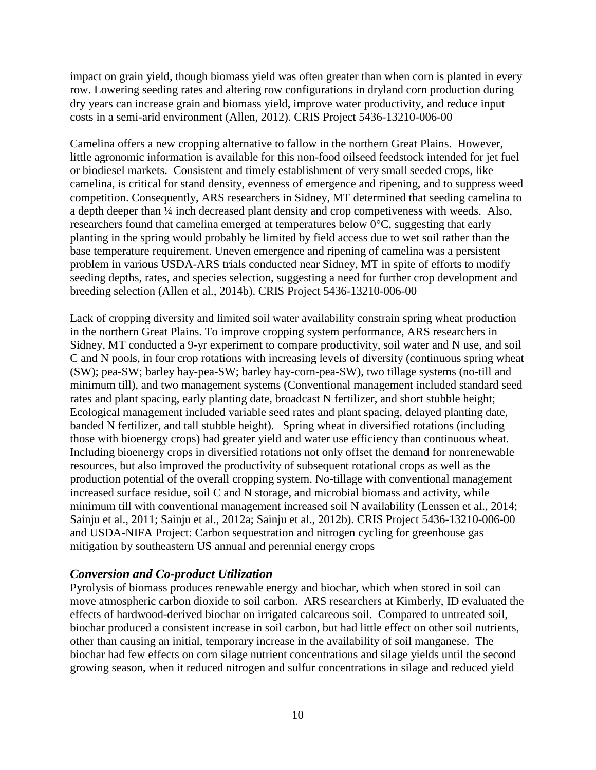impact on grain yield, though biomass yield was often greater than when corn is planted in every row. Lowering seeding rates and altering row configurations in dryland corn production during dry years can increase grain and biomass yield, improve water productivity, and reduce input costs in a semi-arid environment (Allen, 2012). CRIS Project 5436-13210-006-00

Camelina offers a new cropping alternative to fallow in the northern Great Plains. However, little agronomic information is available for this non-food oilseed feedstock intended for jet fuel or biodiesel markets. Consistent and timely establishment of very small seeded crops, like camelina, is critical for stand density, evenness of emergence and ripening, and to suppress weed competition. Consequently, ARS researchers in Sidney, MT determined that seeding camelina to a depth deeper than ¼ inch decreased plant density and crop competiveness with weeds. Also, researchers found that camelina emerged at temperatures below 0°C, suggesting that early planting in the spring would probably be limited by field access due to wet soil rather than the base temperature requirement. Uneven emergence and ripening of camelina was a persistent problem in various USDA-ARS trials conducted near Sidney, MT in spite of efforts to modify seeding depths, rates, and species selection, suggesting a need for further crop development and breeding selection (Allen et al., 2014b). CRIS Project 5436-13210-006-00

Lack of cropping diversity and limited soil water availability constrain spring wheat production in the northern Great Plains. To improve cropping system performance, ARS researchers in Sidney, MT conducted a 9-yr experiment to compare productivity, soil water and N use, and soil C and N pools, in four crop rotations with increasing levels of diversity (continuous spring wheat (SW); pea-SW; barley hay-pea-SW; barley hay-corn-pea-SW), two tillage systems (no-till and minimum till), and two management systems (Conventional management included standard seed rates and plant spacing, early planting date, broadcast N fertilizer, and short stubble height; Ecological management included variable seed rates and plant spacing, delayed planting date, banded N fertilizer, and tall stubble height). Spring wheat in diversified rotations (including those with bioenergy crops) had greater yield and water use efficiency than continuous wheat. Including bioenergy crops in diversified rotations not only offset the demand for nonrenewable resources, but also improved the productivity of subsequent rotational crops as well as the production potential of the overall cropping system. No-tillage with conventional management increased surface residue, soil C and N storage, and microbial biomass and activity, while minimum till with conventional management increased soil N availability (Lenssen et al., 2014; Sainju et al., 2011; Sainju et al., 2012a; Sainju et al., 2012b). CRIS Project 5436-13210-006-00 and USDA-NIFA Project: Carbon sequestration and nitrogen cycling for greenhouse gas mitigation by southeastern US annual and perennial energy crops

### *Conversion and Co-product Utilization*

Pyrolysis of biomass produces renewable energy and biochar, which when stored in soil can move atmospheric carbon dioxide to soil carbon. ARS researchers at Kimberly, ID evaluated the effects of hardwood-derived biochar on irrigated calcareous soil. Compared to untreated soil, biochar produced a consistent increase in soil carbon, but had little effect on other soil nutrients, other than causing an initial, temporary increase in the availability of soil manganese. The biochar had few effects on corn silage nutrient concentrations and silage yields until the second growing season, when it reduced nitrogen and sulfur concentrations in silage and reduced yield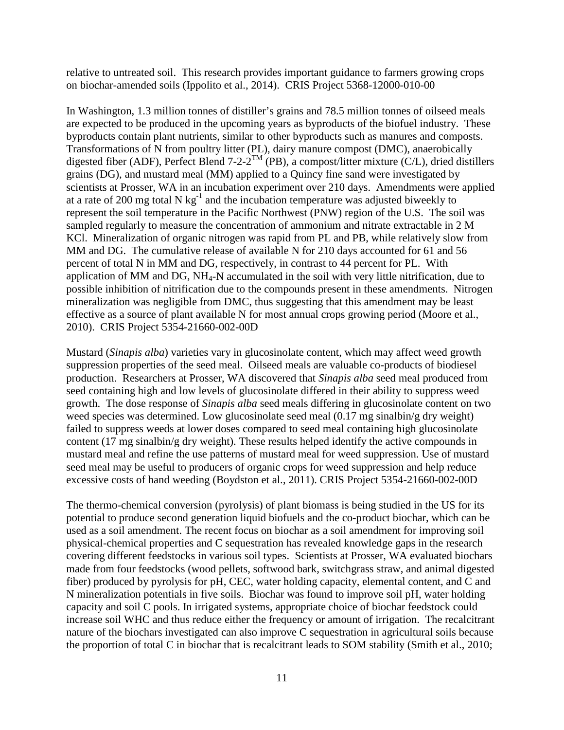relative to untreated soil. This research provides important guidance to farmers growing crops on biochar-amended soils (Ippolito et al., 2014). CRIS Project 5368-12000-010-00

In Washington, 1.3 million tonnes of distiller's grains and 78.5 million tonnes of oilseed meals are expected to be produced in the upcoming years as byproducts of the biofuel industry. These byproducts contain plant nutrients, similar to other byproducts such as manures and composts. Transformations of N from poultry litter (PL), dairy manure compost (DMC), anaerobically digested fiber (ADF), Perfect Blend 7-2-2™ (PB), a compost/litter mixture (C/L), dried distillers grains (DG), and mustard meal (MM) applied to a Quincy fine sand were investigated by scientists at Prosser, WA in an incubation experiment over 210 days. Amendments were applied at a rate of 200 mg total N $kg^{-1}$ and the incubation temperature was adjusted biweekly to represent the soil temperature in the Pacific Northwest (PNW) region of the U.S. The soil was sampled regularly to measure the concentration of ammonium and nitrate extractable in 2 M KCl. Mineralization of organic nitrogen was rapid from PL and PB, while relatively slow from MM and DG. The cumulative release of available N for 210 days accounted for 61 and 56 percent of total N in MM and DG, respectively, in contrast to 44 percent for PL. With application of MM and DG, $NH_4$-N accumulated in the soil with very little nitrification, due to possible inhibition of nitrification due to the compounds present in these amendments. Nitrogen mineralization was negligible from DMC, thus suggesting that this amendment may be least effective as a source of plant available N for most annual crops growing period (Moore et al., 2010). CRIS Project 5354-21660-002-00D

Mustard (*Sinapis alba*) varieties vary in glucosinolate content, which may affect weed growth suppression properties of the seed meal. Oilseed meals are valuable co-products of biodiesel production. Researchers at Prosser, WA discovered that *Sinapis alba* seed meal produced from seed containing high and low levels of glucosinolate differed in their ability to suppress weed growth. The dose response of *Sinapis alba* seed meals differing in glucosinolate content on two weed species was determined. Low glucosinolate seed meal (0.17 mg sinalbin/g dry weight) failed to suppress weeds at lower doses compared to seed meal containing high glucosinolate content (17 mg sinalbin/g dry weight). These results helped identify the active compounds in mustard meal and refine the use patterns of mustard meal for weed suppression. Use of mustard seed meal may be useful to producers of organic crops for weed suppression and help reduce excessive costs of hand weeding (Boydston et al., 2011). CRIS Project 5354-21660-002-00D

The thermo-chemical conversion (pyrolysis) of plant biomass is being studied in the US for its potential to produce second generation liquid biofuels and the co-product biochar, which can be used as a soil amendment. The recent focus on biochar as a soil amendment for improving soil physical-chemical properties and C sequestration has revealed knowledge gaps in the research covering different feedstocks in various soil types. Scientists at Prosser, WA evaluated biochars made from four feedstocks (wood pellets, softwood bark, switchgrass straw, and animal digested fiber) produced by pyrolysis for pH, CEC, water holding capacity, elemental content, and C and N mineralization potentials in five soils. Biochar was found to improve soil pH, water holding capacity and soil C pools. In irrigated systems, appropriate choice of biochar feedstock could increase soil WHC and thus reduce either the frequency or amount of irrigation. The recalcitrant nature of the biochars investigated can also improve C sequestration in agricultural soils because the proportion of total C in biochar that is recalcitrant leads to SOM stability (Smith et al., 2010;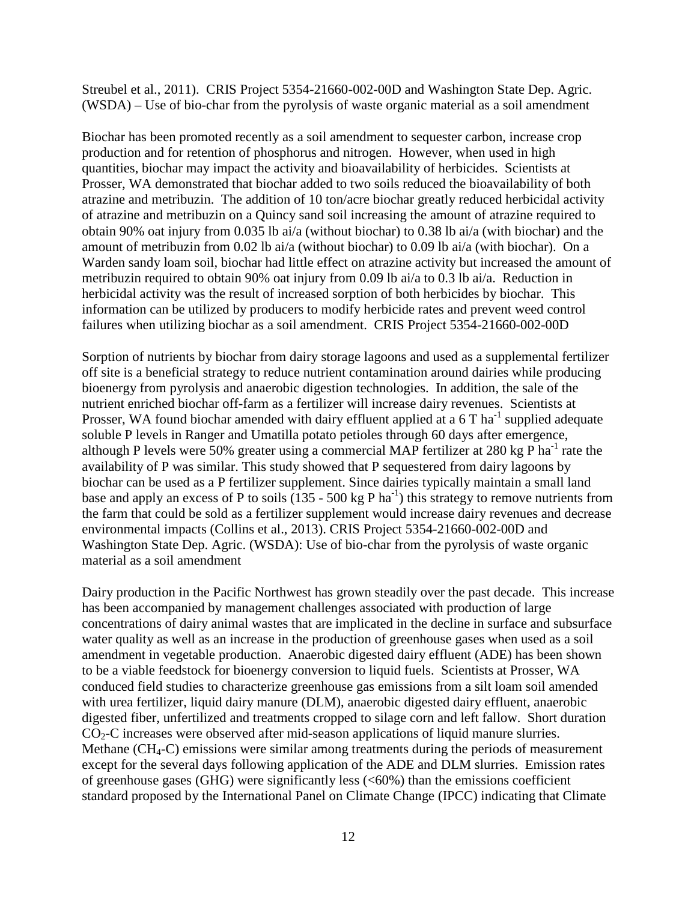Streubel et al., 2011). CRIS Project 5354-21660-002-00D and Washington State Dep. Agric. (WSDA) – Use of bio-char from the pyrolysis of waste organic material as a soil amendment

Biochar has been promoted recently as a soil amendment to sequester carbon, increase crop production and for retention of phosphorus and nitrogen. However, when used in high quantities, biochar may impact the activity and bioavailability of herbicides. Scientists at Prosser, WA demonstrated that biochar added to two soils reduced the bioavailability of both atrazine and metribuzin. The addition of 10 ton/acre biochar greatly reduced herbicidal activity of atrazine and metribuzin on a Quincy sand soil increasing the amount of atrazine required to obtain 90% oat injury from 0.035 lb ai/a (without biochar) to 0.38 lb ai/a (with biochar) and the amount of metribuzin from 0.02 lb ai/a (without biochar) to 0.09 lb ai/a (with biochar). On a Warden sandy loam soil, biochar had little effect on atrazine activity but increased the amount of metribuzin required to obtain 90% oat injury from 0.09 lb ai/a to 0.3 lb ai/a. Reduction in herbicidal activity was the result of increased sorption of both herbicides by biochar. This information can be utilized by producers to modify herbicide rates and prevent weed control failures when utilizing biochar as a soil amendment. CRIS Project 5354-21660-002-00D

Sorption of nutrients by biochar from dairy storage lagoons and used as a supplemental fertilizer off site is a beneficial strategy to reduce nutrient contamination around dairies while producing bioenergy from pyrolysis and anaerobic digestion technologies. In addition, the sale of the nutrient enriched biochar off-farm as a fertilizer will increase dairy revenues. Scientists at Prosser, WA found biochar amended with dairy effluent applied at a 6 T $ha^{-1}$ supplied adequate soluble P levels in Ranger and Umatilla potato petioles through 60 days after emergence, although P levels were 50% greater using a commercial MAP fertilizer at 280 kg P $ha^{-1}$ rate the availability of P was similar. This study showed that P sequestered from dairy lagoons by biochar can be used as a P fertilizer supplement. Since dairies typically maintain a small land base and apply an excess of P to soils (135 - 500 kg P $ha^{-1}$) this strategy to remove nutrients from the farm that could be sold as a fertilizer supplement would increase dairy revenues and decrease environmental impacts (Collins et al., 2013). CRIS Project 5354-21660-002-00D and Washington State Dep. Agric. (WSDA): Use of bio-char from the pyrolysis of waste organic material as a soil amendment

Dairy production in the Pacific Northwest has grown steadily over the past decade. This increase has been accompanied by management challenges associated with production of large concentrations of dairy animal wastes that are implicated in the decline in surface and subsurface water quality as well as an increase in the production of greenhouse gases when used as a soil amendment in vegetable production. Anaerobic digested dairy effluent (ADE) has been shown to be a viable feedstock for bioenergy conversion to liquid fuels. Scientists at Prosser, WA conduced field studies to characterize greenhouse gas emissions from a silt loam soil amended with urea fertilizer, liquid dairy manure (DLM), anaerobic digested dairy effluent, anaerobic digested fiber, unfertilized and treatments cropped to silage corn and left fallow. Short duration $CO_2$-C increases were observed after mid-season applications of liquid manure slurries. Methane ($CH_4$-C) emissions were similar among treatments during the periods of measurement except for the several days following application of the ADE and DLM slurries. Emission rates of greenhouse gases (GHG) were significantly less (<60%) than the emissions coefficient standard proposed by the International Panel on Climate Change (IPCC) indicating that Climate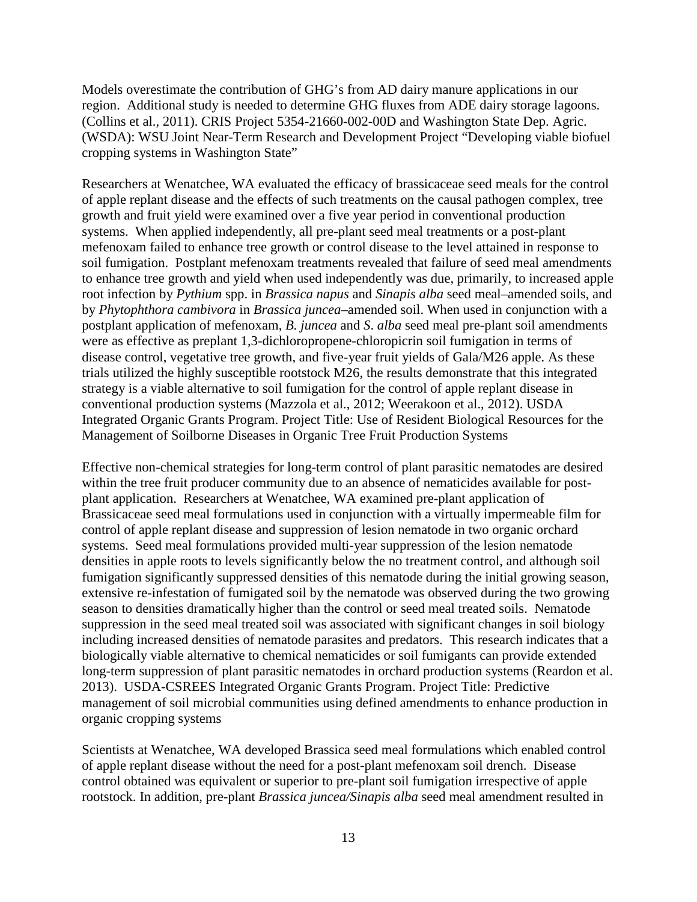Models overestimate the contribution of GHG's from AD dairy manure applications in our region. Additional study is needed to determine GHG fluxes from ADE dairy storage lagoons. (Collins et al., 2011). CRIS Project 5354-21660-002-00D and Washington State Dep. Agric. (WSDA): WSU Joint Near-Term Research and Development Project "Developing viable biofuel cropping systems in Washington State"

Researchers at Wenatchee, WA evaluated the efficacy of brassicaceae seed meals for the control of apple replant disease and the effects of such treatments on the causal pathogen complex, tree growth and fruit yield were examined over a five year period in conventional production systems. When applied independently, all pre-plant seed meal treatments or a post-plant mefenoxam failed to enhance tree growth or control disease to the level attained in response to soil fumigation. Postplant mefenoxam treatments revealed that failure of seed meal amendments to enhance tree growth and yield when used independently was due, primarily, to increased apple root infection by *Pythium* spp. in *Brassica napus* and *Sinapis alba* seed meal–amended soils, and by *Phytophthora cambivora* in *Brassica juncea*–amended soil. When used in conjunction with a postplant application of mefenoxam, *B. juncea* and *S. alba* seed meal pre-plant soil amendments were as effective as preplant 1,3-dichloropropene-chloropicrin soil fumigation in terms of disease control, vegetative tree growth, and five-year fruit yields of Gala/M26 apple. As these trials utilized the highly susceptible rootstock M26, the results demonstrate that this integrated strategy is a viable alternative to soil fumigation for the control of apple replant disease in conventional production systems (Mazzola et al., 2012; Weerakoon et al., 2012). USDA Integrated Organic Grants Program. Project Title: Use of Resident Biological Resources for the Management of Soilborne Diseases in Organic Tree Fruit Production Systems

Effective non-chemical strategies for long-term control of plant parasitic nematodes are desired within the tree fruit producer community due to an absence of nematicides available for post-plant application. Researchers at Wenatchee, WA examined pre-plant application of Brassicaceae seed meal formulations used in conjunction with a virtually impermeable film for control of apple replant disease and suppression of lesion nematode in two organic orchard systems. Seed meal formulations provided multi-year suppression of the lesion nematode densities in apple roots to levels significantly below the no treatment control, and although soil fumigation significantly suppressed densities of this nematode during the initial growing season, extensive re-infestation of fumigated soil by the nematode was observed during the two growing season to densities dramatically higher than the control or seed meal treated soils. Nematode suppression in the seed meal treated soil was associated with significant changes in soil biology including increased densities of nematode parasites and predators. This research indicates that a biologically viable alternative to chemical nematicides or soil fumigants can provide extended long-term suppression of plant parasitic nematodes in orchard production systems (Reardon et al. 2013). USDA-CSREES Integrated Organic Grants Program. Project Title: Predictive management of soil microbial communities using defined amendments to enhance production in organic cropping systems

Scientists at Wenatchee, WA developed Brassica seed meal formulations which enabled control of apple replant disease without the need for a post-plant mefenoxam soil drench. Disease control obtained was equivalent or superior to pre-plant soil fumigation irrespective of apple rootstock. In addition, pre-plant *Brassica juncea/Sinapis alba* seed meal amendment resulted in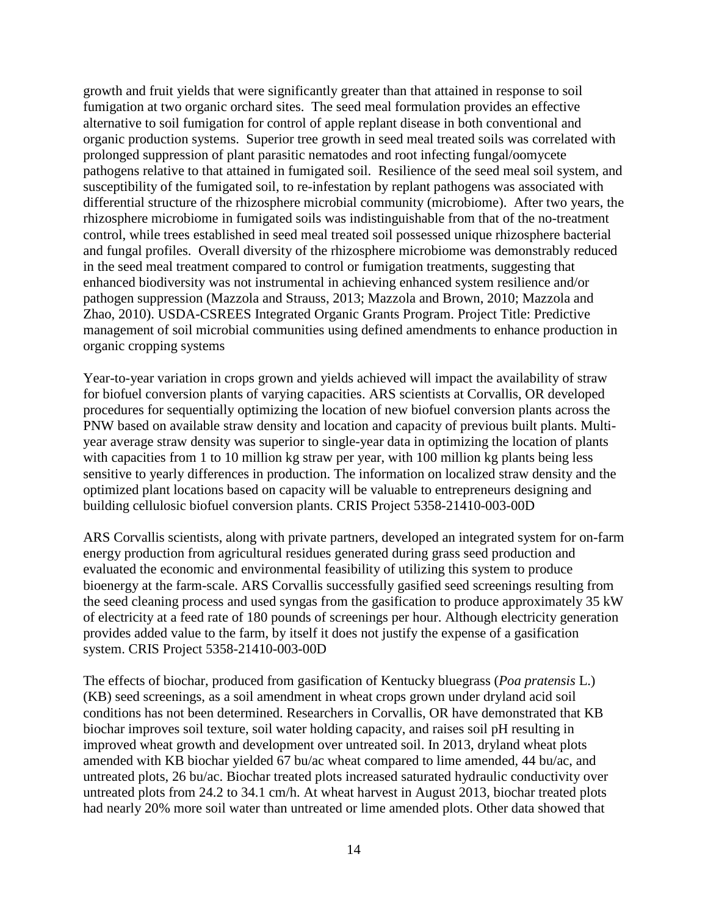growth and fruit yields that were significantly greater than that attained in response to soil fumigation at two organic orchard sites. The seed meal formulation provides an effective alternative to soil fumigation for control of apple replant disease in both conventional and organic production systems. Superior tree growth in seed meal treated soils was correlated with prolonged suppression of plant parasitic nematodes and root infecting fungal/oomycete pathogens relative to that attained in fumigated soil. Resilience of the seed meal soil system, and susceptibility of the fumigated soil, to re-infestation by replant pathogens was associated with differential structure of the rhizosphere microbial community (microbiome). After two years, the rhizosphere microbiome in fumigated soils was indistinguishable from that of the no-treatment control, while trees established in seed meal treated soil possessed unique rhizosphere bacterial and fungal profiles. Overall diversity of the rhizosphere microbiome was demonstrably reduced in the seed meal treatment compared to control or fumigation treatments, suggesting that enhanced biodiversity was not instrumental in achieving enhanced system resilience and/or pathogen suppression (Mazzola and Strauss, 2013; Mazzola and Brown, 2010; Mazzola and Zhao, 2010). USDA-CSREES Integrated Organic Grants Program. Project Title: Predictive management of soil microbial communities using defined amendments to enhance production in organic cropping systems

Year-to-year variation in crops grown and yields achieved will impact the availability of straw for biofuel conversion plants of varying capacities. ARS scientists at Corvallis, OR developed procedures for sequentially optimizing the location of new biofuel conversion plants across the PNW based on available straw density and location and capacity of previous built plants. Multi-year average straw density was superior to single-year data in optimizing the location of plants with capacities from 1 to 10 million kg straw per year, with 100 million kg plants being less sensitive to yearly differences in production. The information on localized straw density and the optimized plant locations based on capacity will be valuable to entrepreneurs designing and building cellulosic biofuel conversion plants. CRIS Project 5358-21410-003-00D

ARS Corvallis scientists, along with private partners, developed an integrated system for on-farm energy production from agricultural residues generated during grass seed production and evaluated the economic and environmental feasibility of utilizing this system to produce bioenergy at the farm-scale. ARS Corvallis successfully gasified seed screenings resulting from the seed cleaning process and used syngas from the gasification to produce approximately 35 kW of electricity at a feed rate of 180 pounds of screenings per hour. Although electricity generation provides added value to the farm, by itself it does not justify the expense of a gasification system. CRIS Project 5358-21410-003-00D

The effects of biochar, produced from gasification of Kentucky bluegrass (*Poa pratensis* L.) (KB) seed screenings, as a soil amendment in wheat crops grown under dryland acid soil conditions has not been determined. Researchers in Corvallis, OR have demonstrated that KB biochar improves soil texture, soil water holding capacity, and raises soil pH resulting in improved wheat growth and development over untreated soil. In 2013, dryland wheat plots amended with KB biochar yielded 67 bu/ac wheat compared to lime amended, 44 bu/ac, and untreated plots, 26 bu/ac. Biochar treated plots increased saturated hydraulic conductivity over untreated plots from 24.2 to 34.1 cm/h. At wheat harvest in August 2013, biochar treated plots had nearly 20% more soil water than untreated or lime amended plots. Other data showed that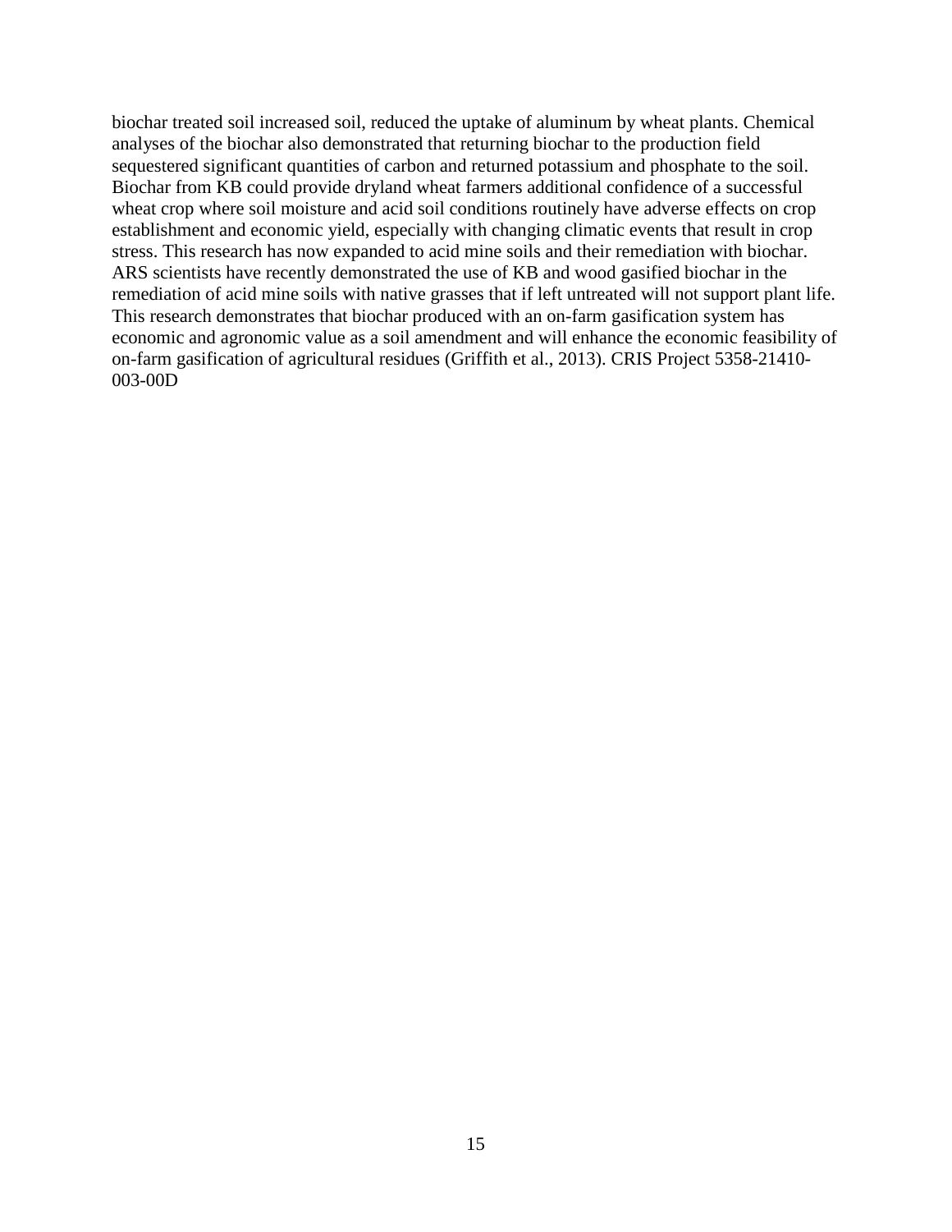biochar treated soil increased soil, reduced the uptake of aluminum by wheat plants. Chemical analyses of the biochar also demonstrated that returning biochar to the production field sequestered significant quantities of carbon and returned potassium and phosphate to the soil. Biochar from KB could provide dryland wheat farmers additional confidence of a successful wheat crop where soil moisture and acid soil conditions routinely have adverse effects on crop establishment and economic yield, especially with changing climatic events that result in crop stress. This research has now expanded to acid mine soils and their remediation with biochar. ARS scientists have recently demonstrated the use of KB and wood gasified biochar in the remediation of acid mine soils with native grasses that if left untreated will not support plant life. This research demonstrates that biochar produced with an on-farm gasification system has economic and agronomic value as a soil amendment and will enhance the economic feasibility of on-farm gasification of agricultural residues (Griffith et al., 2013). CRIS Project 5358-21410-003-00D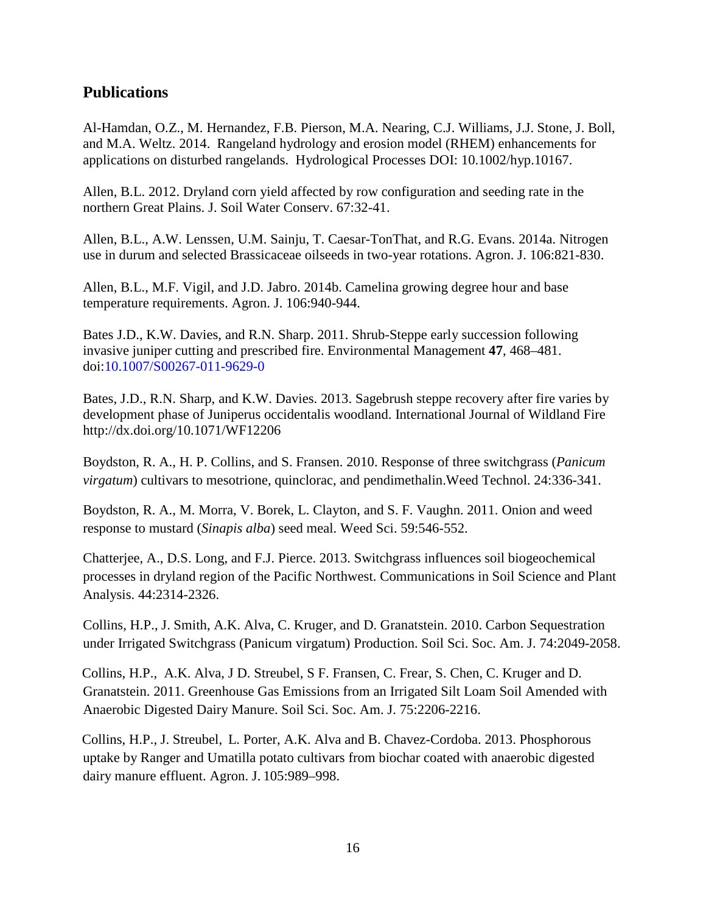## Publications

Al-Hamdan, O.Z., M. Hernandez, F.B. Pierson, M.A. Nearing, C.J. Williams, J.J. Stone, J. Boll, and M.A. Weltz. 2014. Rangeland hydrology and erosion model (RHEM) enhancements for applications on disturbed rangelands. Hydrological Processes DOI: 10.1002/hyp.10167.

Allen, B.L. 2012. Dryland corn yield affected by row configuration and seeding rate in the northern Great Plains. J. Soil Water Conserv. 67:32-41.

Allen, B.L., A.W. Lenssen, U.M. Sainju, T. Caesar-TonThat, and R.G. Evans. 2014a. Nitrogen use in durum and selected Brassicaceae oilseeds in two-year rotations. Agron. J. 106:821-830.

Allen, B.L., M.F. Vigil, and J.D. Jabro. 2014b. Camelina growing degree hour and base temperature requirements. Agron. J. 106:940-944.

Bates J.D., K.W. Davies, and R.N. Sharp. 2011. Shrub-Steppe early succession following invasive juniper cutting and prescribed fire. Environmental Management **47**, 468–481. doi:10.1007/S00267-011-9629-0

Bates, J.D., R.N. Sharp, and K.W. Davies. 2013. Sagebrush steppe recovery after fire varies by development phase of Juniperus occidentalis woodland. International Journal of Wildland Fire http://dx.doi.org/10.1071/WF12206

Boydston, R. A., H. P. Collins, and S. Fransen. 2010. Response of three switchgrass (*Panicum virgatum*) cultivars to mesotrione, quinclorac, and pendimethalin.Weed Technol. 24:336-341.

Boydston, R. A., M. Morra, V. Borek, L. Clayton, and S. F. Vaughn. 2011. Onion and weed response to mustard (*Sinapis alba*) seed meal. Weed Sci. 59:546-552.

Chatterjee, A., D.S. Long, and F.J. Pierce. 2013. Switchgrass influences soil biogeochemical processes in dryland region of the Pacific Northwest. Communications in Soil Science and Plant Analysis. 44:2314-2326.

Collins, H.P., J. Smith, A.K. Alva, C. Kruger, and D. Granatstein. 2010. Carbon Sequestration under Irrigated Switchgrass (Panicum virgatum) Production. Soil Sci. Soc. Am. J. 74:2049-2058.

Collins, H.P., A.K. Alva, J D. Streubel, S F. Fransen, C. Frear, S. Chen, C. Kruger and D. Granatstein. 2011. Greenhouse Gas Emissions from an Irrigated Silt Loam Soil Amended with Anaerobic Digested Dairy Manure. Soil Sci. Soc. Am. J. 75:2206-2216.

Collins, H.P., J. Streubel, L. Porter, A.K. Alva and B. Chavez-Cordoba. 2013. Phosphorous uptake by Ranger and Umatilla potato cultivars from biochar coated with anaerobic digested dairy manure effluent. Agron. J. 105:989–998.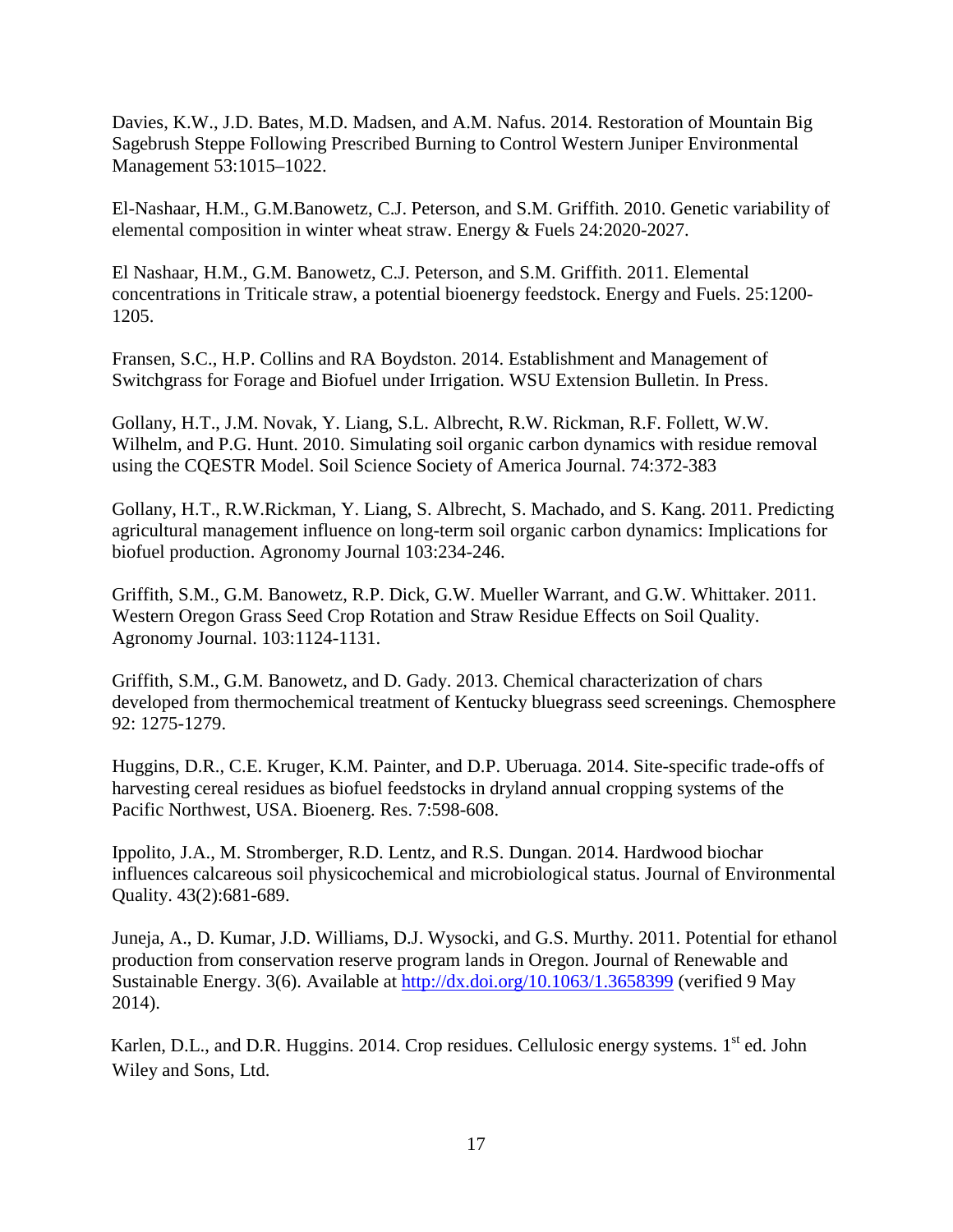Davies, K.W., J.D. Bates, M.D. Madsen, and A.M. Nafus. 2014. Restoration of Mountain Big Sagebrush Steppe Following Prescribed Burning to Control Western Juniper Environmental Management 53:1015–1022.

El-Nashaar, H.M., G.M.Banowetz, C.J. Peterson, and S.M. Griffith. 2010. Genetic variability of elemental composition in winter wheat straw. Energy & Fuels 24:2020-2027.

El Nashaar, H.M., G.M. Banowetz, C.J. Peterson, and S.M. Griffith. 2011. Elemental concentrations in Triticale straw, a potential bioenergy feedstock. Energy and Fuels. 25:1200-1205.

Fransen, S.C., H.P. Collins and RA Boydston. 2014. Establishment and Management of Switchgrass for Forage and Biofuel under Irrigation. WSU Extension Bulletin. In Press.

Gollany, H.T., J.M. Novak, Y. Liang, S.L. Albrecht, R.W. Rickman, R.F. Follett, W.W. Wilhelm, and P.G. Hunt. 2010. Simulating soil organic carbon dynamics with residue removal using the CQESTR Model. Soil Science Society of America Journal. 74:372-383

Gollany, H.T., R.W.Rickman, Y. Liang, S. Albrecht, S. Machado, and S. Kang. 2011. Predicting agricultural management influence on long-term soil organic carbon dynamics: Implications for biofuel production. Agronomy Journal 103:234-246.

Griffith, S.M., G.M. Banowetz, R.P. Dick, G.W. Mueller Warrant, and G.W. Whittaker. 2011. Western Oregon Grass Seed Crop Rotation and Straw Residue Effects on Soil Quality. Agronomy Journal. 103:1124-1131.

Griffith, S.M., G.M. Banowetz, and D. Gady. 2013. Chemical characterization of chars developed from thermochemical treatment of Kentucky bluegrass seed screenings. Chemosphere 92: 1275-1279.

Huggins, D.R., C.E. Kruger, K.M. Painter, and D.P. Uberuaga. 2014. Site-specific trade-offs of harvesting cereal residues as biofuel feedstocks in dryland annual cropping systems of the Pacific Northwest, USA. Bioenerg. Res. 7:598-608.

Ippolito, J.A., M. Stromberger, R.D. Lentz, and R.S. Dungan. 2014. Hardwood biochar influences calcareous soil physicochemical and microbiological status. Journal of Environmental Quality. 43(2):681-689.

Juneja, A., D. Kumar, J.D. Williams, D.J. Wysocki, and G.S. Murthy. 2011. Potential for ethanol production from conservation reserve program lands in Oregon. Journal of Renewable and Sustainable Energy. 3(6). Available at http://dx.doi.org/10.1063/1.3658399 (verified 9 May 2014).

Karlen, D.L., and D.R. Huggins. 2014. Crop residues. Cellulosic energy systems. 1st ed. John Wiley and Sons, Ltd.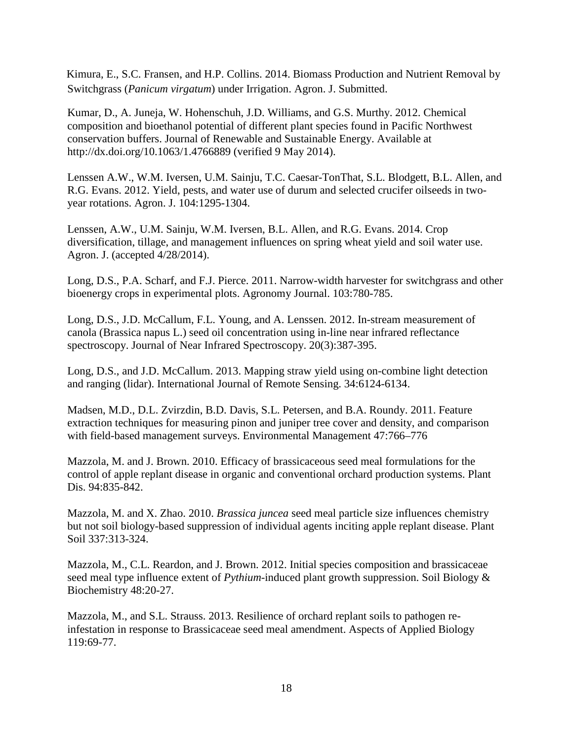Kimura, E., S.C. Fransen, and H.P. Collins. 2014. Biomass Production and Nutrient Removal by Switchgrass (*Panicum virgatum*) under Irrigation. Agron. J. Submitted.

Kumar, D., A. Juneja, W. Hohenschuh, J.D. Williams, and G.S. Murthy. 2012. Chemical composition and bioethanol potential of different plant species found in Pacific Northwest conservation buffers. Journal of Renewable and Sustainable Energy. Available at http://dx.doi.org/10.1063/1.4766889 (verified 9 May 2014).

Lenssen A.W., W.M. Iversen, U.M. Sainju, T.C. Caesar-TonThat, S.L. Blodgett, B.L. Allen, and R.G. Evans. 2012. Yield, pests, and water use of durum and selected crucifer oilseeds in two-year rotations. Agron. J. 104:1295-1304.

Lenssen, A.W., U.M. Sainju, W.M. Iversen, B.L. Allen, and R.G. Evans. 2014. Crop diversification, tillage, and management influences on spring wheat yield and soil water use. Agron. J. (accepted 4/28/2014).

Long, D.S., P.A. Scharf, and F.J. Pierce. 2011. Narrow-width harvester for switchgrass and other bioenergy crops in experimental plots. Agronomy Journal. 103:780-785.

Long, D.S., J.D. McCallum, F.L. Young, and A. Lenssen. 2012. In-stream measurement of canola (Brassica napus L.) seed oil concentration using in-line near infrared reflectance spectroscopy. Journal of Near Infrared Spectroscopy. 20(3):387-395.

Long, D.S., and J.D. McCallum. 2013. Mapping straw yield using on-combine light detection and ranging (lidar). International Journal of Remote Sensing. 34:6124-6134.

Madsen, M.D., D.L. Zvirzdin, B.D. Davis, S.L. Petersen, and B.A. Roundy. 2011. Feature extraction techniques for measuring pinon and juniper tree cover and density, and comparison with field-based management surveys. Environmental Management 47:766–776

Mazzola, M. and J. Brown. 2010. Efficacy of brassicaceous seed meal formulations for the control of apple replant disease in organic and conventional orchard production systems. Plant Dis. 94:835-842.

Mazzola, M. and X. Zhao. 2010. *Brassica juncea* seed meal particle size influences chemistry but not soil biology-based suppression of individual agents inciting apple replant disease. Plant Soil 337:313-324.

Mazzola, M., C.L. Reardon, and J. Brown. 2012. Initial species composition and brassicaceae seed meal type influence extent of *Pythium*-induced plant growth suppression. Soil Biology & Biochemistry 48:20-27.

Mazzola, M., and S.L. Strauss. 2013. Resilience of orchard replant soils to pathogen re-infestation in response to Brassicaceae seed meal amendment. Aspects of Applied Biology 119:69-77.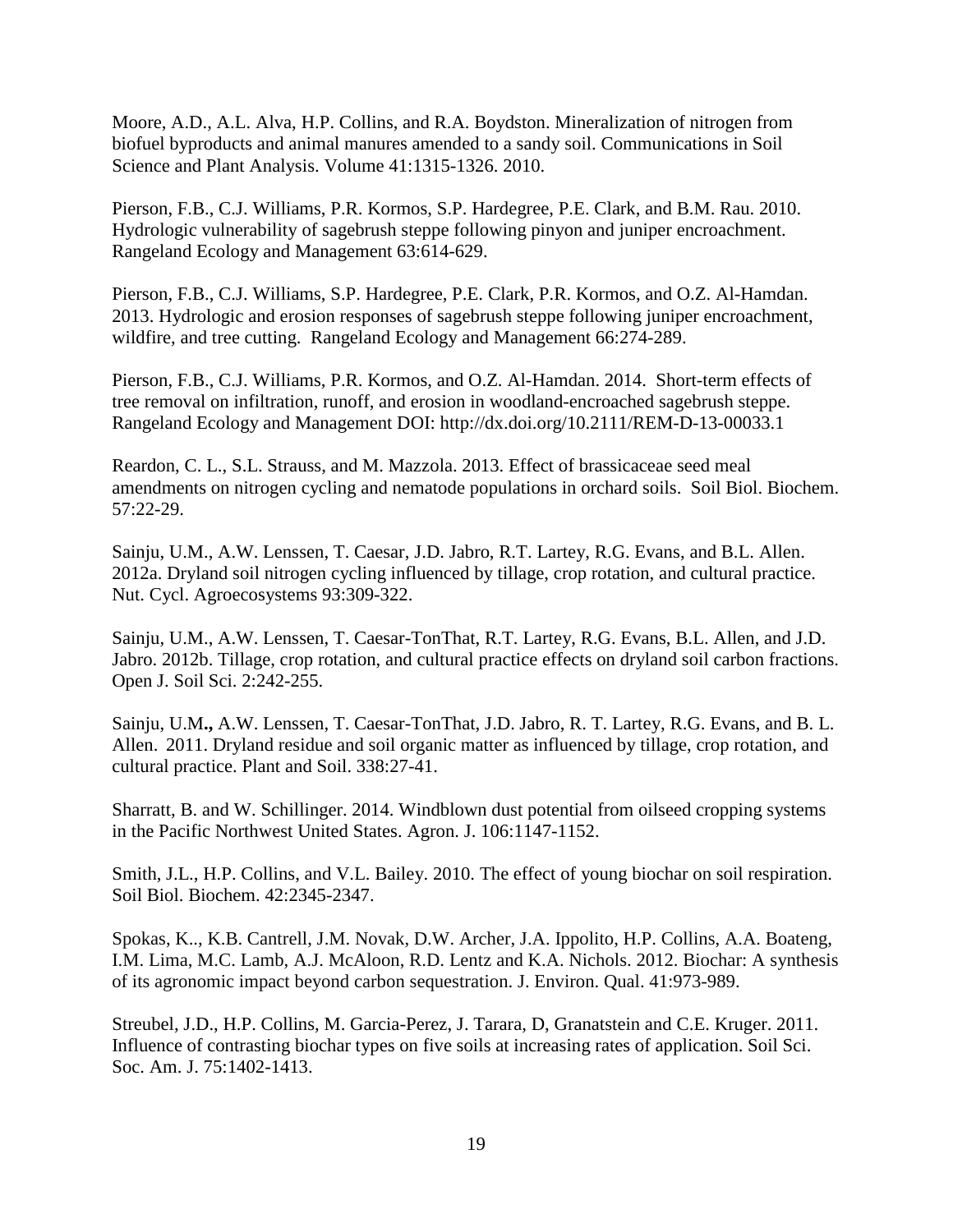Moore, A.D., A.L. Alva, H.P. Collins, and R.A. Boydston. Mineralization of nitrogen from biofuel byproducts and animal manures amended to a sandy soil. Communications in Soil Science and Plant Analysis. Volume 41:1315-1326. 2010.

Pierson, F.B., C.J. Williams, P.R. Kormos, S.P. Hardegree, P.E. Clark, and B.M. Rau. 2010. Hydrologic vulnerability of sagebrush steppe following pinyon and juniper encroachment. Rangeland Ecology and Management 63:614-629.

Pierson, F.B., C.J. Williams, S.P. Hardegree, P.E. Clark, P.R. Kormos, and O.Z. Al-Hamdan. 2013. Hydrologic and erosion responses of sagebrush steppe following juniper encroachment, wildfire, and tree cutting. Rangeland Ecology and Management 66:274-289.

Pierson, F.B., C.J. Williams, P.R. Kormos, and O.Z. Al-Hamdan. 2014. Short-term effects of tree removal on infiltration, runoff, and erosion in woodland-encroached sagebrush steppe. Rangeland Ecology and Management DOI: http://dx.doi.org/10.2111/REM-D-13-00033.1

Reardon, C. L., S.L. Strauss, and M. Mazzola. 2013. Effect of brassicaceae seed meal amendments on nitrogen cycling and nematode populations in orchard soils. Soil Biol. Biochem. 57:22-29.

Sainju, U.M., A.W. Lenssen, T. Caesar, J.D. Jabro, R.T. Lartey, R.G. Evans, and B.L. Allen. 2012a. Dryland soil nitrogen cycling influenced by tillage, crop rotation, and cultural practice. Nut. Cycl. Agroecosystems 93:309-322.

Sainju, U.M., A.W. Lenssen, T. Caesar-TonThat, R.T. Lartey, R.G. Evans, B.L. Allen, and J.D. Jabro. 2012b. Tillage, crop rotation, and cultural practice effects on dryland soil carbon fractions. Open J. Soil Sci. 2:242-255.

Sainju, U.M**.,** A.W. Lenssen, T. Caesar-TonThat, J.D. Jabro, R. T. Lartey, R.G. Evans, and B. L. Allen. 2011. Dryland residue and soil organic matter as influenced by tillage, crop rotation, and cultural practice. Plant and Soil. 338:27-41.

Sharratt, B. and W. Schillinger. 2014. Windblown dust potential from oilseed cropping systems in the Pacific Northwest United States. Agron. J. 106:1147-1152.

Smith, J.L., H.P. Collins, and V.L. Bailey. 2010. The effect of young biochar on soil respiration. Soil Biol. Biochem. 42:2345-2347.

Spokas, K.., K.B. Cantrell, J.M. Novak, D.W. Archer, J.A. Ippolito, H.P. Collins, A.A. Boateng, I.M. Lima, M.C. Lamb, A.J. McAloon, R.D. Lentz and K.A. Nichols. 2012. Biochar: A synthesis of its agronomic impact beyond carbon sequestration. J. Environ. Qual. 41:973-989.

Streubel, J.D., H.P. Collins, M. Garcia-Perez, J. Tarara, D, Granatstein and C.E. Kruger. 2011. Influence of contrasting biochar types on five soils at increasing rates of application. Soil Sci. Soc. Am. J. 75:1402-1413.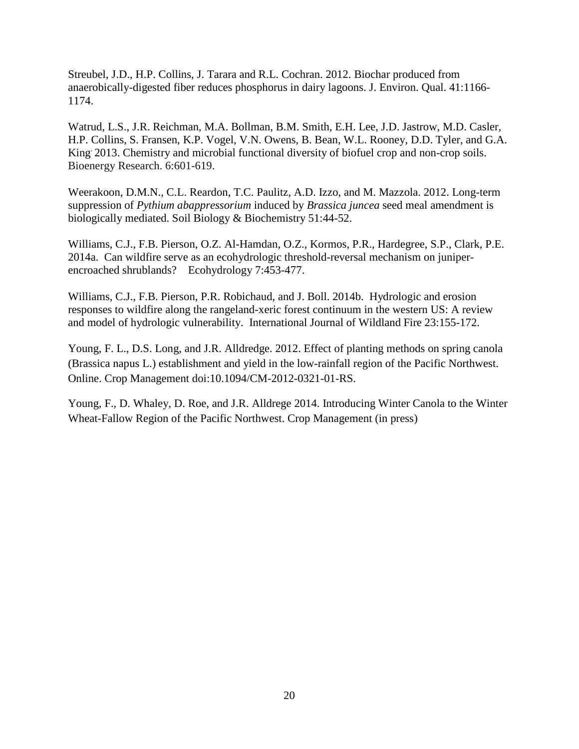Streubel, J.D., H.P. Collins, J. Tarara and R.L. Cochran. 2012. Biochar produced from anaerobically-digested fiber reduces phosphorus in dairy lagoons. J. Environ. Qual. 41:1166-1174.

Watrud, L.S., J.R. Reichman, M.A. Bollman, B.M. Smith, E.H. Lee, J.D. Jastrow, M.D. Casler, H.P. Collins, S. Fransen, K.P. Vogel, V.N. Owens, B. Bean, W.L. Rooney, D.D. Tyler, and G.A. King. 2013. Chemistry and microbial functional diversity of biofuel crop and non-crop soils. Bioenergy Research. 6:601-619.

Weerakoon, D.M.N., C.L. Reardon, T.C. Paulitz, A.D. Izzo, and M. Mazzola. 2012. Long-term suppression of *Pythium abappressorium* induced by *Brassica juncea* seed meal amendment is biologically mediated. Soil Biology & Biochemistry 51:44-52.

Williams, C.J., F.B. Pierson, O.Z. Al-Hamdan, O.Z., Kormos, P.R., Hardegree, S.P., Clark, P.E. 2014a. Can wildfire serve as an ecohydrologic threshold-reversal mechanism on juniper-encroached shrublands? Ecohydrology 7:453-477.

Williams, C.J., F.B. Pierson, P.R. Robichaud, and J. Boll. 2014b. Hydrologic and erosion responses to wildfire along the rangeland-xeric forest continuum in the western US: A review and model of hydrologic vulnerability. International Journal of Wildland Fire 23:155-172.

Young, F. L., D.S. Long, and J.R. Alldredge. 2012. Effect of planting methods on spring canola (Brassica napus L.) establishment and yield in the low-rainfall region of the Pacific Northwest. Online. Crop Management doi:10.1094/CM-2012-0321-01-RS.

Young, F., D. Whaley, D. Roe, and J.R. Alldrege 2014. Introducing Winter Canola to the Winter Wheat-Fallow Region of the Pacific Northwest. Crop Management (in press)